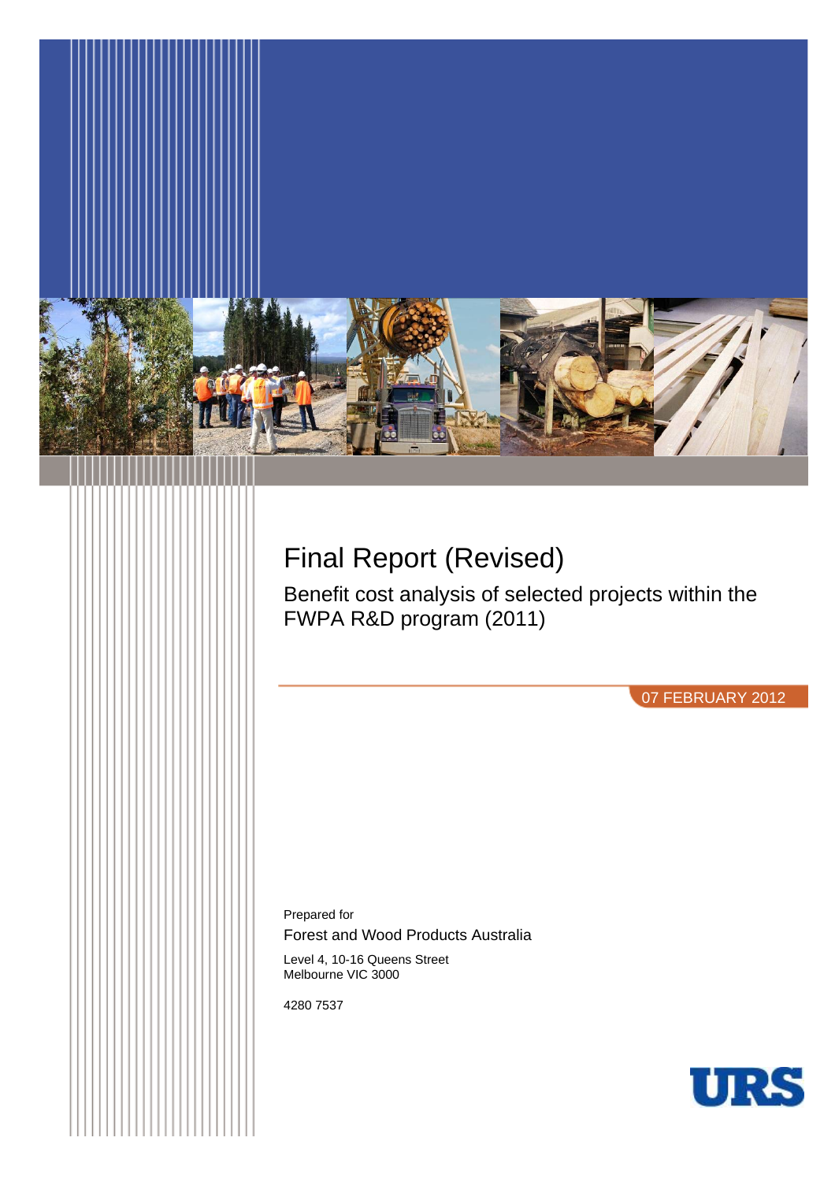# Final Report (Revised)

## Benefit cost analysis of selected projects within the FWPA R&D program (2011)

07 FEBRUARY 2012

Prepared for

Forest and Wood Products Australia

Level 4, 10-16 Queens Street
Melbourne VIC 3000

4280 7537

URS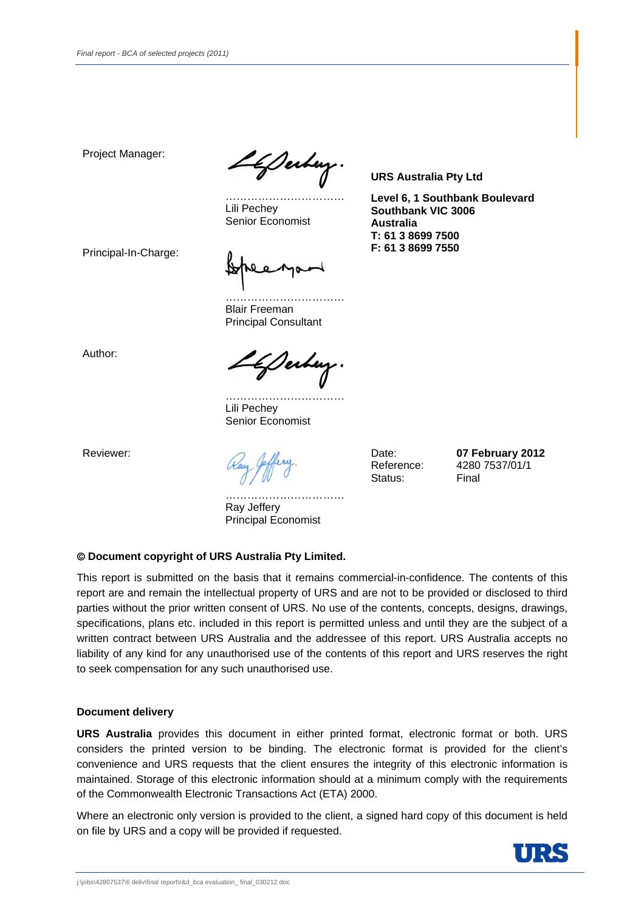Project Manager:

…………………………
Lili Pechey
Senior Economist

Principal-In-Charge:

…………………………
Blair Freeman
Principal Consultant

Author:

…………………………
Lili Pechey
Senior Economist

Reviewer:

…………………………
Ray Jeffery
Principal Economist

**URS Australia Pty Ltd**

**Level 6, 1 Southbank Boulevard**
**Southbank VIC 3006**
**Australia**
**T: 61 3 8699 7500**
**F: 61 3 8699 7550**

| | |
|---|---|
| Date: | **07 February 2012** |
| Reference: | 4280 7537/01/1 |
| Status: | Final |

**© Document copyright of URS Australia Pty Limited.**

This report is submitted on the basis that it remains commercial-in-confidence. The contents of this report are and remain the intellectual property of URS and are not to be provided or disclosed to third parties without the prior written consent of URS. No use of the contents, concepts, designs, drawings, specifications, plans etc. included in this report is permitted unless and until they are the subject of a written contract between URS Australia and the addressee of this report. URS Australia accepts no liability of any kind for any unauthorised use of the contents of this report and URS reserves the right to seek compensation for any such unauthorised use.

**Document delivery**

**URS Australia** provides this document in either printed format, electronic format or both. URS considers the printed version to be binding. The electronic format is provided for the client's convenience and URS requests that the client ensures the integrity of this electronic information is maintained. Storage of this electronic information should at a minimum comply with the requirements of the Commonwealth Electronic Transactions Act (ETA) 2000.

Where an electronic only version is provided to the client, a signed hard copy of this document is held on file by URS and a copy will be provided if requested.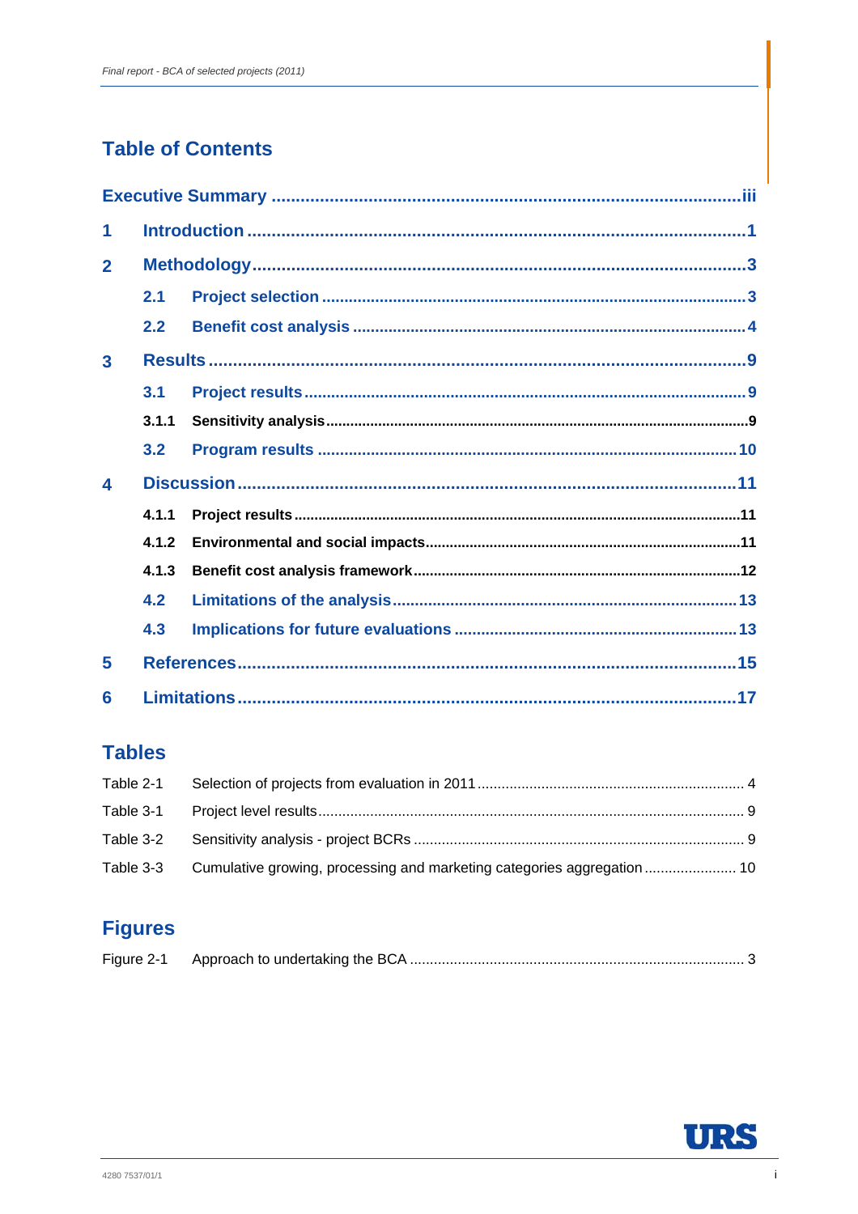## Table of Contents

| | | |
|---|---|---|
| **Executive Summary** | | **iii** |
| **1** | **Introduction** | **1** |
| **2** | **Methodology** | **3** |
| 2.1 | Project selection | 3 |
| 2.2 | Benefit cost analysis | 4 |
| **3** | **Results** | **9** |
| 3.1 | Project results | 9 |
| 3.1.1 | Sensitivity analysis | 9 |
| 3.2 | Program results | 10 |
| **4** | **Discussion** | **11** |
| 4.1.1 | Project results | 11 |
| 4.1.2 | Environmental and social impacts | 11 |
| 4.1.3 | Benefit cost analysis framework | 12 |
| 4.2 | Limitations of the analysis | 13 |
| 4.3 | Implications for future evaluations | 13 |
| **5** | **References** | **15** |
| **6** | **Limitations** | **17** |

## Tables

| | | |
|---|---|---|
| Table 2-1 | Selection of projects from evaluation in 2011 | 4 |
| Table 3-1 | Project level results | 9 |
| Table 3-2 | Sensitivity analysis - project BCRs | 9 |
| Table 3-3 | Cumulative growing, processing and marketing categories aggregation | 10 |

## Figures

| | | |
|---|---|---|
| Figure 2-1 | Approach to undertaking the BCA | 3 |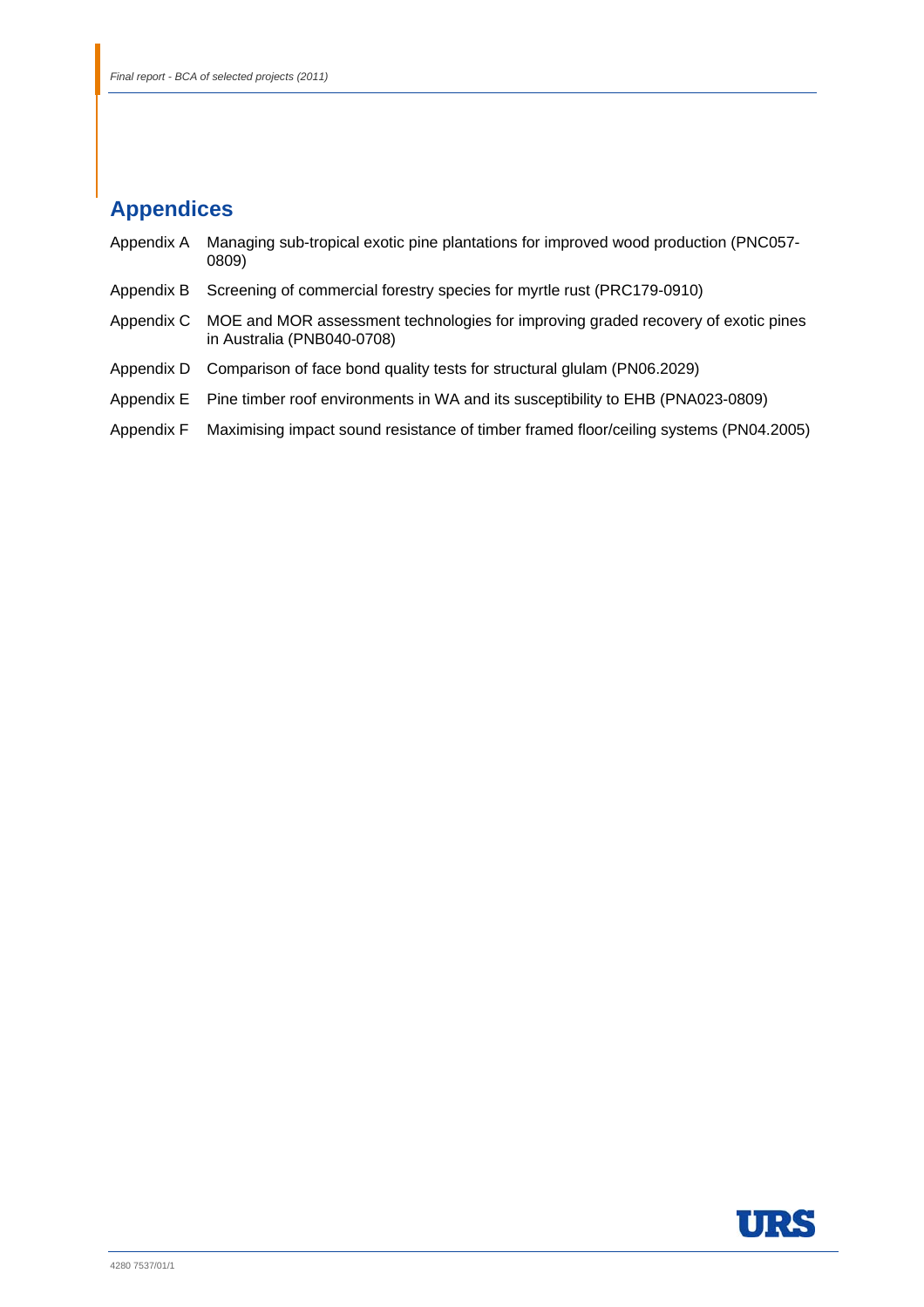# Appendices

Appendix A Managing sub-tropical exotic pine plantations for improved wood production (PNC057-0809)

Appendix B Screening of commercial forestry species for myrtle rust (PRC179-0910)

Appendix C MOE and MOR assessment technologies for improving graded recovery of exotic pines in Australia (PNB040-0708)

Appendix D Comparison of face bond quality tests for structural glulam (PN06.2029)

Appendix E Pine timber roof environments in WA and its susceptibility to EHB (PNA023-0809)

Appendix F Maximising impact sound resistance of timber framed floor/ceiling systems (PN04.2005)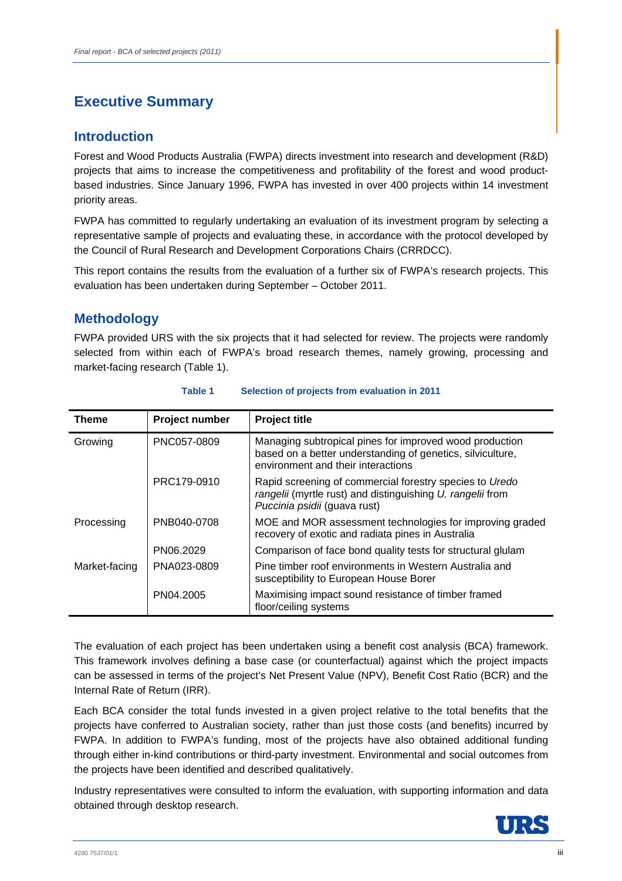# Executive Summary

## Introduction

Forest and Wood Products Australia (FWPA) directs investment into research and development (R&D) projects that aims to increase the competitiveness and profitability of the forest and wood product-based industries. Since January 1996, FWPA has invested in over 400 projects within 14 investment priority areas.

FWPA has committed to regularly undertaking an evaluation of its investment program by selecting a representative sample of projects and evaluating these, in accordance with the protocol developed by the Council of Rural Research and Development Corporations Chairs (CRRDCC).

This report contains the results from the evaluation of a further six of FWPA's research projects. This evaluation has been undertaken during September – October 2011.

## Methodology

FWPA provided URS with the six projects that it had selected for review. The projects were randomly selected from within each of FWPA's broad research themes, namely growing, processing and market-facing research (Table 1).

**Table 1 Selection of projects from evaluation in 2011**

| Theme | Project number | Project title |
|---|---|---|
| Growing | PNC057-0809 | Managing subtropical pines for improved wood production based on a better understanding of genetics, silviculture, environment and their interactions |
| | PRC179-0910 | Rapid screening of commercial forestry species to *Uredo rangelii* (myrtle rust) and distinguishing *U. rangelii* from *Puccinia psidii* (guava rust) |
| Processing | PNB040-0708 | MOE and MOR assessment technologies for improving graded recovery of exotic and radiata pines in Australia |
| | PN06.2029 | Comparison of face bond quality tests for structural glulam |
| Market-facing | PNA023-0809 | Pine timber roof environments in Western Australia and susceptibility to European House Borer |
| | PN04.2005 | Maximising impact sound resistance of timber framed floor/ceiling systems |

The evaluation of each project has been undertaken using a benefit cost analysis (BCA) framework. This framework involves defining a base case (or counterfactual) against which the project impacts can be assessed in terms of the project's Net Present Value (NPV), Benefit Cost Ratio (BCR) and the Internal Rate of Return (IRR).

Each BCA consider the total funds invested in a given project relative to the total benefits that the projects have conferred to Australian society, rather than just those costs (and benefits) incurred by FWPA. In addition to FWPA's funding, most of the projects have also obtained additional funding through either in-kind contributions or third-party investment. Environmental and social outcomes from the projects have been identified and described qualitatively.

Industry representatives were consulted to inform the evaluation, with supporting information and data obtained through desktop research.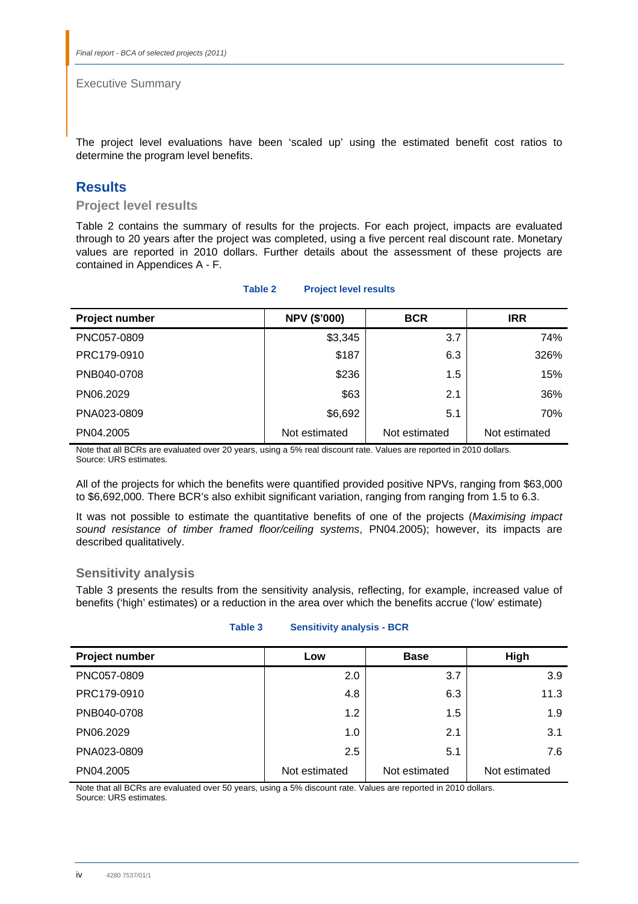The project level evaluations have been 'scaled up' using the estimated benefit cost ratios to determine the program level benefits.

## Results

### Project level results

Table 2 contains the summary of results for the projects. For each project, impacts are evaluated through to 20 years after the project was completed, using a five percent real discount rate. Monetary values are reported in 2010 dollars. Further details about the assessment of these projects are contained in Appendices A - F.

**Table 2 Project level results**

| Project number | NPV ($'000) | BCR | IRR |
|---|---|---|---|
| PNC057-0809 | $3,345 | 3.7 | 74% |
| PRC179-0910 | $187 | 6.3 | 326% |
| PNB040-0708 | $236 | 1.5 | 15% |
| PN06.2029 | $63 | 2.1 | 36% |
| PNA023-0809 | $6,692 | 5.1 | 70% |
| PN04.2005 | Not estimated | Not estimated | Not estimated |

Note that all BCRs are evaluated over 20 years, using a 5% real discount rate. Values are reported in 2010 dollars.
Source: URS estimates.

All of the projects for which the benefits were quantified provided positive NPVs, ranging from $63,000 to $6,692,000. There BCR's also exhibit significant variation, ranging from ranging from 1.5 to 6.3.

It was not possible to estimate the quantitative benefits of one of the projects (*Maximising impact sound resistance of timber framed floor/ceiling systems*, PN04.2005); however, its impacts are described qualitatively.

### Sensitivity analysis

Table 3 presents the results from the sensitivity analysis, reflecting, for example, increased value of benefits ('high' estimates) or a reduction in the area over which the benefits accrue ('low' estimate)

**Table 3 Sensitivity analysis - BCR**

| Project number | Low | Base | High |
|---|---|---|---|
| PNC057-0809 | 2.0 | 3.7 | 3.9 |
| PRC179-0910 | 4.8 | 6.3 | 11.3 |
| PNB040-0708 | 1.2 | 1.5 | 1.9 |
| PN06.2029 | 1.0 | 2.1 | 3.1 |
| PNA023-0809 | 2.5 | 5.1 | 7.6 |
| PN04.2005 | Not estimated | Not estimated | Not estimated |

Note that all BCRs are evaluated over 50 years, using a 5% discount rate. Values are reported in 2010 dollars.
Source: URS estimates.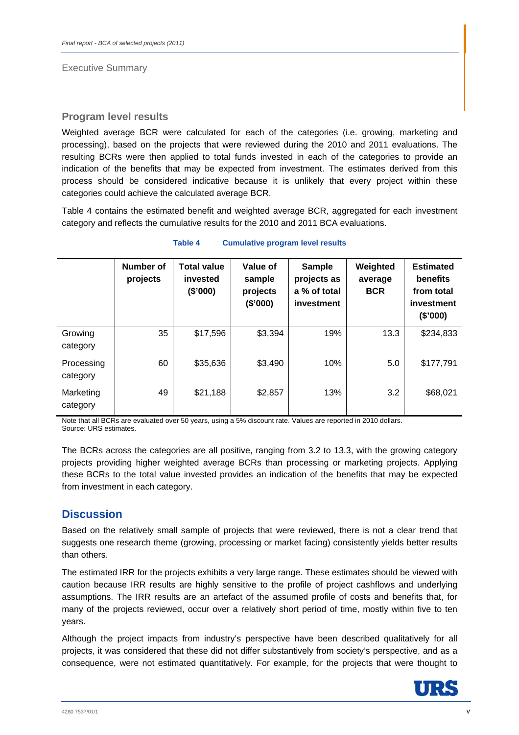## Program level results

Weighted average BCR were calculated for each of the categories (i.e. growing, marketing and processing), based on the projects that were reviewed during the 2010 and 2011 evaluations. The resulting BCRs were then applied to total funds invested in each of the categories to provide an indication of the benefits that may be expected from investment. The estimates derived from this process should be considered indicative because it is unlikely that every project within these categories could achieve the calculated average BCR.

Table 4 contains the estimated benefit and weighted average BCR, aggregated for each investment category and reflects the cumulative results for the 2010 and 2011 BCA evaluations.

**Table 4 Cumulative program level results**

| | Number of projects | Total value invested ($'000) | Value of sample projects ($'000) | Sample projects as a % of total investment | Weighted average BCR | Estimated benefits from total investment ($'000) |
|---|---|---|---|---|---|---|
| Growing category | 35 | $17,596 | $3,394 | 19% | 13.3 | $234,833 |
| Processing category | 60 | $35,636 | $3,490 | 10% | 5.0 | $177,791 |
| Marketing category | 49 | $21,188 | $2,857 | 13% | 3.2 | $68,021 |

Note that all BCRs are evaluated over 50 years, using a 5% discount rate. Values are reported in 2010 dollars.
Source: URS estimates.

The BCRs across the categories are all positive, ranging from 3.2 to 13.3, with the growing category projects providing higher weighted average BCRs than processing or marketing projects. Applying these BCRs to the total value invested provides an indication of the benefits that may be expected from investment in each category.

## Discussion

Based on the relatively small sample of projects that were reviewed, there is not a clear trend that suggests one research theme (growing, processing or market facing) consistently yields better results than others.

The estimated IRR for the projects exhibits a very large range. These estimates should be viewed with caution because IRR results are highly sensitive to the profile of project cashflows and underlying assumptions. The IRR results are an artefact of the assumed profile of costs and benefits that, for many of the projects reviewed, occur over a relatively short period of time, mostly within five to ten years.

Although the project impacts from industry's perspective have been described qualitatively for all projects, it was considered that these did not differ substantively from society's perspective, and as a consequence, were not estimated quantitatively. For example, for the projects that were thought to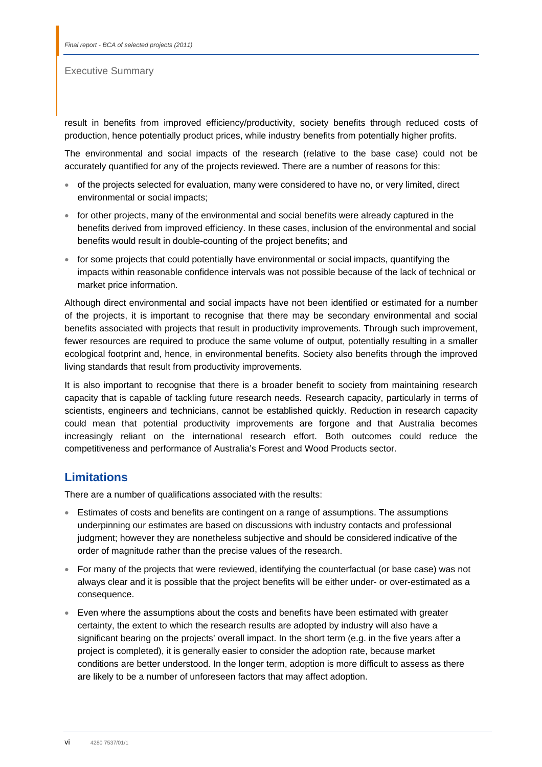result in benefits from improved efficiency/productivity, society benefits through reduced costs of production, hence potentially product prices, while industry benefits from potentially higher profits.

The environmental and social impacts of the research (relative to the base case) could not be accurately quantified for any of the projects reviewed. There are a number of reasons for this:

- of the projects selected for evaluation, many were considered to have no, or very limited, direct environmental or social impacts;
- for other projects, many of the environmental and social benefits were already captured in the benefits derived from improved efficiency. In these cases, inclusion of the environmental and social benefits would result in double-counting of the project benefits; and
- for some projects that could potentially have environmental or social impacts, quantifying the impacts within reasonable confidence intervals was not possible because of the lack of technical or market price information.

Although direct environmental and social impacts have not been identified or estimated for a number of the projects, it is important to recognise that there may be secondary environmental and social benefits associated with projects that result in productivity improvements. Through such improvement, fewer resources are required to produce the same volume of output, potentially resulting in a smaller ecological footprint and, hence, in environmental benefits. Society also benefits through the improved living standards that result from productivity improvements.

It is also important to recognise that there is a broader benefit to society from maintaining research capacity that is capable of tackling future research needs. Research capacity, particularly in terms of scientists, engineers and technicians, cannot be established quickly. Reduction in research capacity could mean that potential productivity improvements are forgone and that Australia becomes increasingly reliant on the international research effort. Both outcomes could reduce the competitiveness and performance of Australia's Forest and Wood Products sector.

## Limitations

There are a number of qualifications associated with the results:

- Estimates of costs and benefits are contingent on a range of assumptions. The assumptions underpinning our estimates are based on discussions with industry contacts and professional judgment; however they are nonetheless subjective and should be considered indicative of the order of magnitude rather than the precise values of the research.
- For many of the projects that were reviewed, identifying the counterfactual (or base case) was not always clear and it is possible that the project benefits will be either under- or over-estimated as a consequence.
- Even where the assumptions about the costs and benefits have been estimated with greater certainty, the extent to which the research results are adopted by industry will also have a significant bearing on the projects' overall impact. In the short term (e.g. in the five years after a project is completed), it is generally easier to consider the adoption rate, because market conditions are better understood. In the longer term, adoption is more difficult to assess as there are likely to be a number of unforeseen factors that may affect adoption.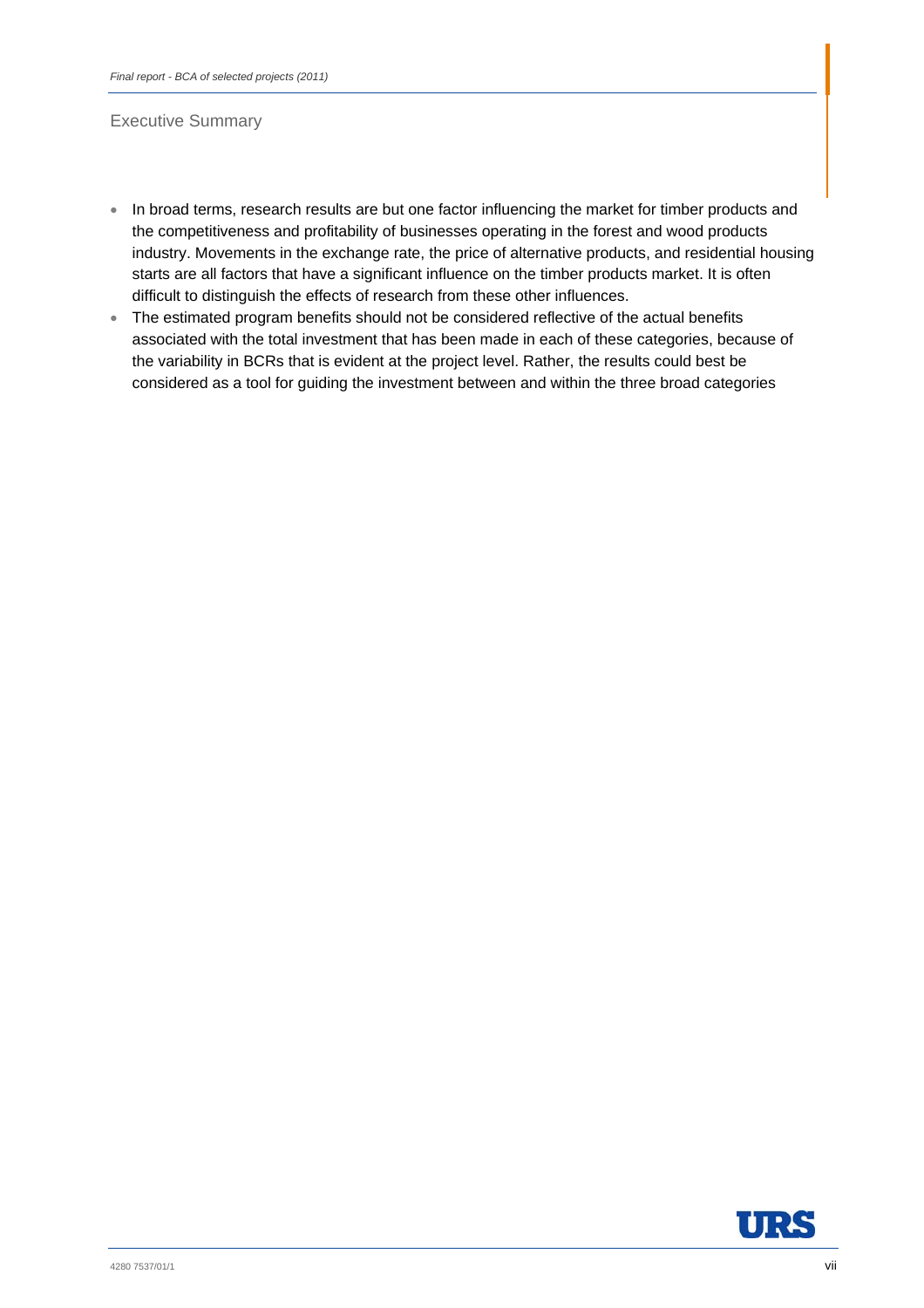- In broad terms, research results are but one factor influencing the market for timber products and the competitiveness and profitability of businesses operating in the forest and wood products industry. Movements in the exchange rate, the price of alternative products, and residential housing starts are all factors that have a significant influence on the timber products market. It is often difficult to distinguish the effects of research from these other influences.
- The estimated program benefits should not be considered reflective of the actual benefits associated with the total investment that has been made in each of these categories, because of the variability in BCRs that is evident at the project level. Rather, the results could best be considered as a tool for guiding the investment between and within the three broad categories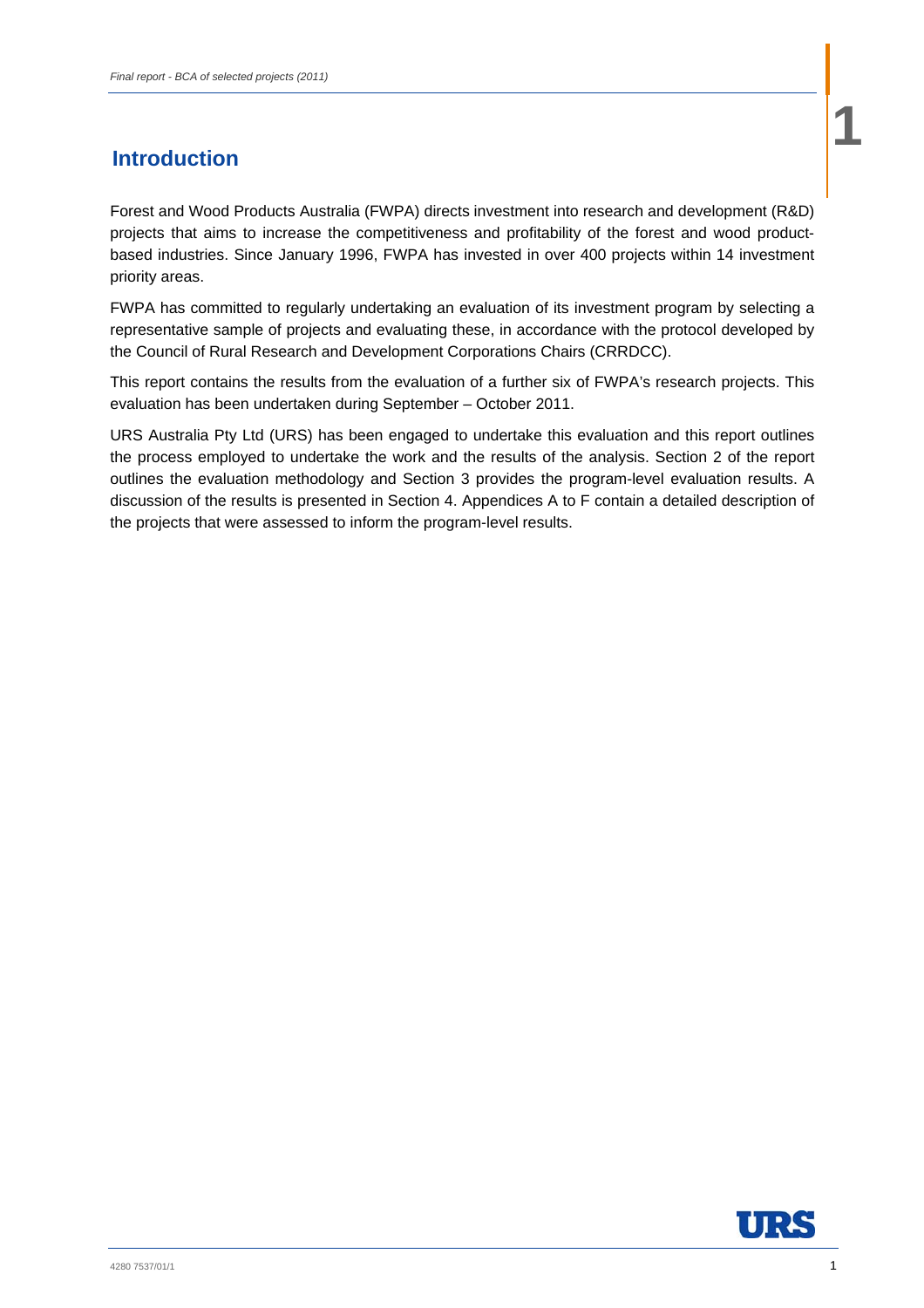# 1 Introduction

Forest and Wood Products Australia (FWPA) directs investment into research and development (R&D) projects that aims to increase the competitiveness and profitability of the forest and wood product-based industries. Since January 1996, FWPA has invested in over 400 projects within 14 investment priority areas.

FWPA has committed to regularly undertaking an evaluation of its investment program by selecting a representative sample of projects and evaluating these, in accordance with the protocol developed by the Council of Rural Research and Development Corporations Chairs (CRRDCC).

This report contains the results from the evaluation of a further six of FWPA's research projects. This evaluation has been undertaken during September – October 2011.

URS Australia Pty Ltd (URS) has been engaged to undertake this evaluation and this report outlines the process employed to undertake the work and the results of the analysis. Section 2 of the report outlines the evaluation methodology and Section 3 provides the program-level evaluation results. A discussion of the results is presented in Section 4. Appendices A to F contain a detailed description of the projects that were assessed to inform the program-level results.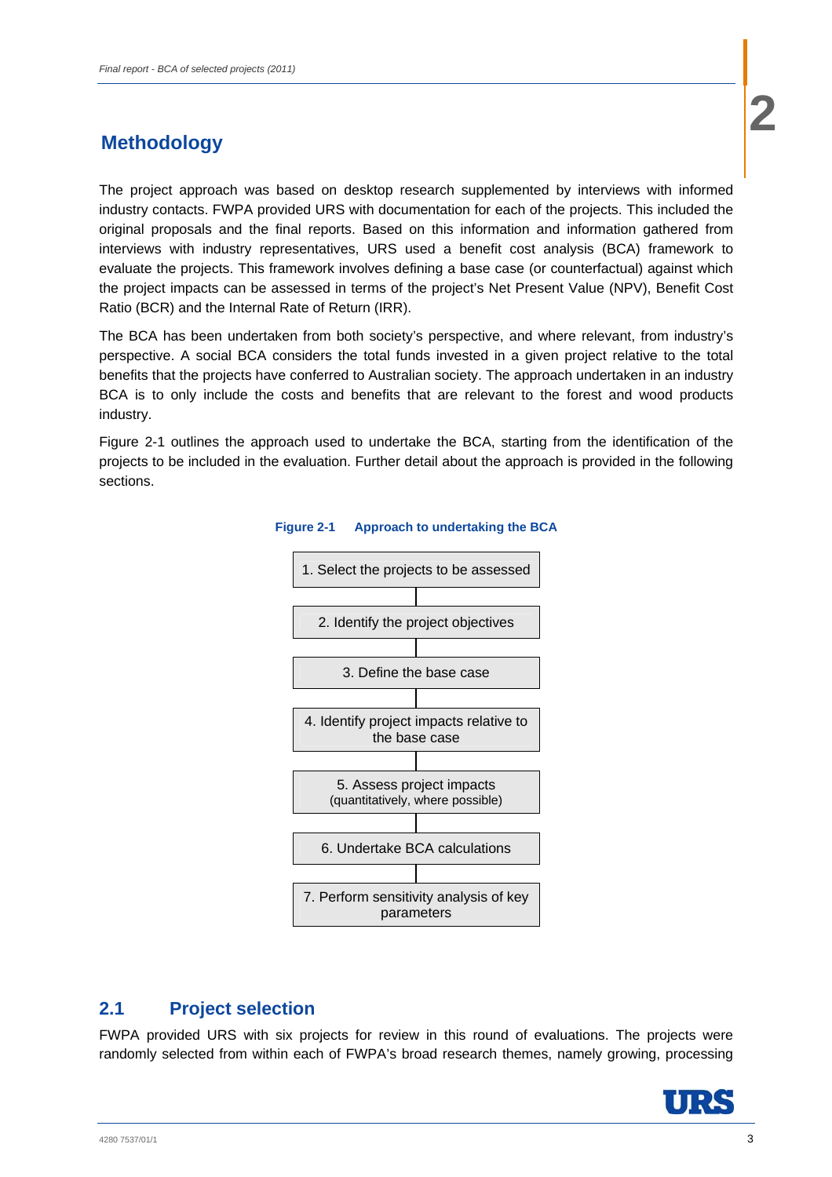# 2 Methodology

The project approach was based on desktop research supplemented by interviews with informed industry contacts. FWPA provided URS with documentation for each of the projects. This included the original proposals and the final reports. Based on this information and information gathered from interviews with industry representatives, URS used a benefit cost analysis (BCA) framework to evaluate the projects. This framework involves defining a base case (or counterfactual) against which the project impacts can be assessed in terms of the project's Net Present Value (NPV), Benefit Cost Ratio (BCR) and the Internal Rate of Return (IRR).

The BCA has been undertaken from both society's perspective, and where relevant, from industry's perspective. A social BCA considers the total funds invested in a given project relative to the total benefits that the projects have conferred to Australian society. The approach undertaken in an industry BCA is to only include the costs and benefits that are relevant to the forest and wood products industry.

Figure 2-1 outlines the approach used to undertake the BCA, starting from the identification of the projects to be included in the evaluation. Further detail about the approach is provided in the following sections.

**Figure 2-1 Approach to undertaking the BCA**

1. Select the projects to be assessed
2. Identify the project objectives
3. Define the base case
4. Identify project impacts relative to the base case
5. Assess project impacts (quantitatively, where possible)
6. Undertake BCA calculations
7. Perform sensitivity analysis of key parameters

## 2.1 Project selection

FWPA provided URS with six projects for review in this round of evaluations. The projects were randomly selected from within each of FWPA's broad research themes, namely growing, processing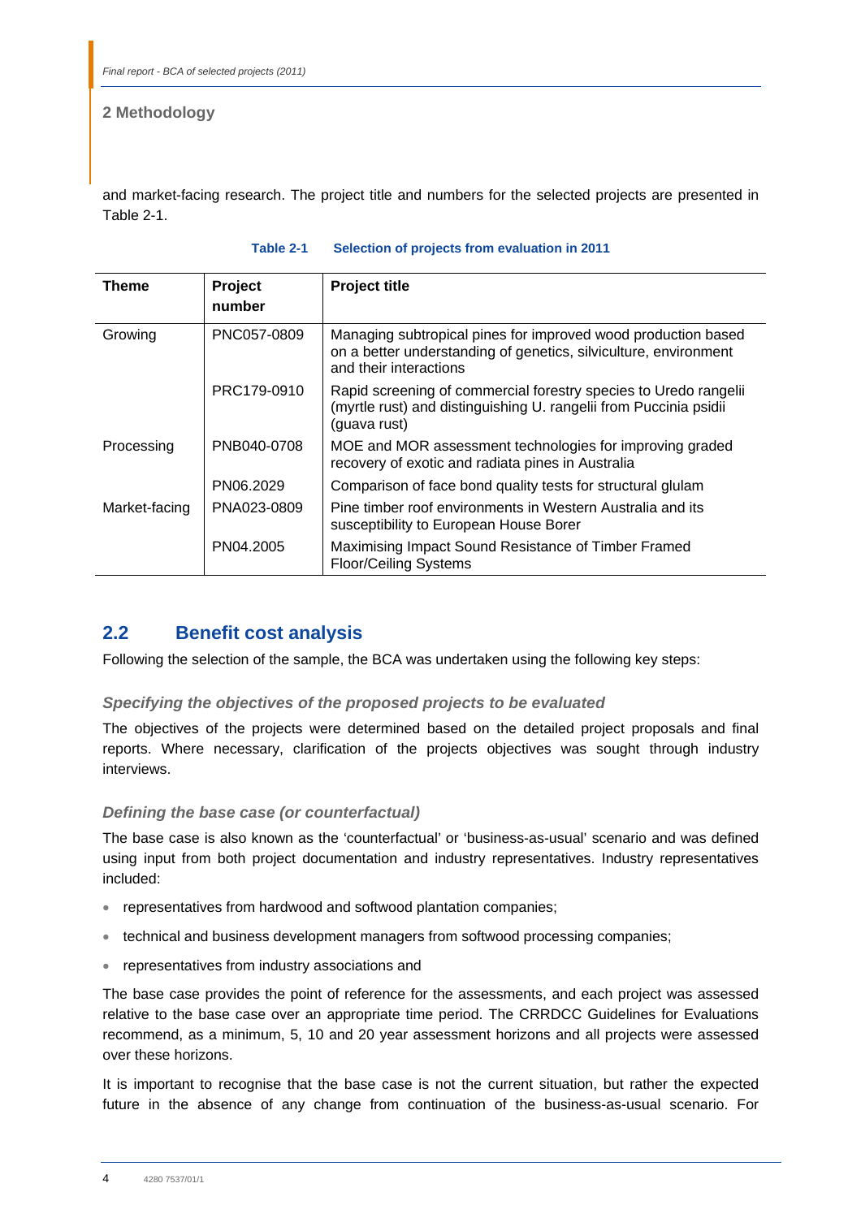and market-facing research. The project title and numbers for the selected projects are presented in Table 2-1.

**Table 2-1 Selection of projects from evaluation in 2011**

| Theme | Project number | Project title |
|---|---|---|
| Growing | PNC057-0809 | Managing subtropical pines for improved wood production based on a better understanding of genetics, silviculture, environment and their interactions |
| | PRC179-0910 | Rapid screening of commercial forestry species to Uredo rangelii (myrtle rust) and distinguishing U. rangelii from Puccinia psidii (guava rust) |
| Processing | PNB040-0708 | MOE and MOR assessment technologies for improving graded recovery of exotic and radiata pines in Australia |
| | PN06.2029 | Comparison of face bond quality tests for structural glulam |
| Market-facing | PNA023-0809 | Pine timber roof environments in Western Australia and its susceptibility to European House Borer |
| | PN04.2005 | Maximising Impact Sound Resistance of Timber Framed Floor/Ceiling Systems |

## 2.2 Benefit cost analysis

Following the selection of the sample, the BCA was undertaken using the following key steps:

### *Specifying the objectives of the proposed projects to be evaluated*

The objectives of the projects were determined based on the detailed project proposals and final reports. Where necessary, clarification of the projects objectives was sought through industry interviews.

### *Defining the base case (or counterfactual)*

The base case is also known as the 'counterfactual' or 'business-as-usual' scenario and was defined using input from both project documentation and industry representatives. Industry representatives included:

- representatives from hardwood and softwood plantation companies;
- technical and business development managers from softwood processing companies;
- representatives from industry associations and

The base case provides the point of reference for the assessments, and each project was assessed relative to the base case over an appropriate time period. The CRRDCC Guidelines for Evaluations recommend, as a minimum, 5, 10 and 20 year assessment horizons and all projects were assessed over these horizons.

It is important to recognise that the base case is not the current situation, but rather the expected future in the absence of any change from continuation of the business-as-usual scenario. For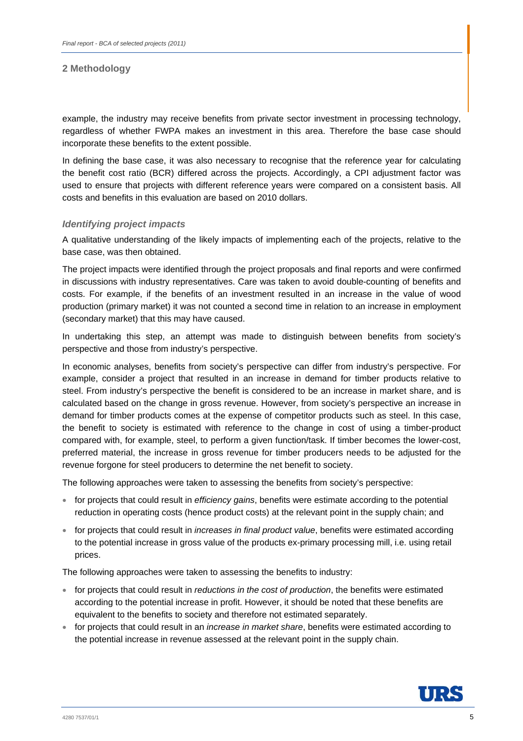example, the industry may receive benefits from private sector investment in processing technology, regardless of whether FWPA makes an investment in this area. Therefore the base case should incorporate these benefits to the extent possible.

In defining the base case, it was also necessary to recognise that the reference year for calculating the benefit cost ratio (BCR) differed across the projects. Accordingly, a CPI adjustment factor was used to ensure that projects with different reference years were compared on a consistent basis. All costs and benefits in this evaluation are based on 2010 dollars.

### *Identifying project impacts*

A qualitative understanding of the likely impacts of implementing each of the projects, relative to the base case, was then obtained.

The project impacts were identified through the project proposals and final reports and were confirmed in discussions with industry representatives. Care was taken to avoid double-counting of benefits and costs. For example, if the benefits of an investment resulted in an increase in the value of wood production (primary market) it was not counted a second time in relation to an increase in employment (secondary market) that this may have caused.

In undertaking this step, an attempt was made to distinguish between benefits from society's perspective and those from industry's perspective.

In economic analyses, benefits from society's perspective can differ from industry's perspective. For example, consider a project that resulted in an increase in demand for timber products relative to steel. From industry's perspective the benefit is considered to be an increase in market share, and is calculated based on the change in gross revenue. However, from society's perspective an increase in demand for timber products comes at the expense of competitor products such as steel. In this case, the benefit to society is estimated with reference to the change in cost of using a timber-product compared with, for example, steel, to perform a given function/task. If timber becomes the lower-cost, preferred material, the increase in gross revenue for timber producers needs to be adjusted for the revenue forgone for steel producers to determine the net benefit to society.

The following approaches were taken to assessing the benefits from society's perspective:

- for projects that could result in *efficiency gains*, benefits were estimate according to the potential reduction in operating costs (hence product costs) at the relevant point in the supply chain; and
- for projects that could result in *increases in final product value*, benefits were estimated according to the potential increase in gross value of the products ex-primary processing mill, i.e. using retail prices.

The following approaches were taken to assessing the benefits to industry:

- for projects that could result in *reductions in the cost of production*, the benefits were estimated according to the potential increase in profit. However, it should be noted that these benefits are equivalent to the benefits to society and therefore not estimated separately.
- for projects that could result in an *increase in market share*, benefits were estimated according to the potential increase in revenue assessed at the relevant point in the supply chain.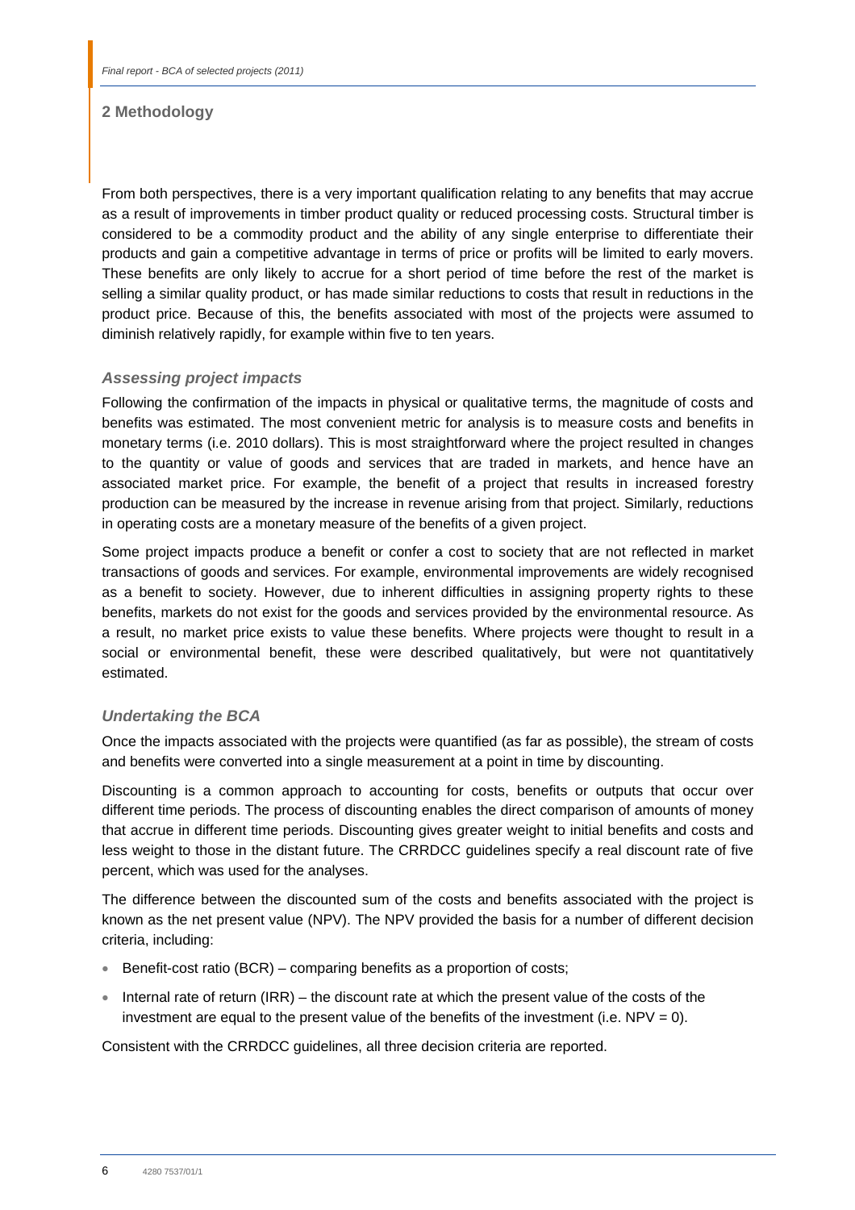## 2 Methodology

From both perspectives, there is a very important qualification relating to any benefits that may accrue as a result of improvements in timber product quality or reduced processing costs. Structural timber is considered to be a commodity product and the ability of any single enterprise to differentiate their products and gain a competitive advantage in terms of price or profits will be limited to early movers. These benefits are only likely to accrue for a short period of time before the rest of the market is selling a similar quality product, or has made similar reductions to costs that result in reductions in the product price. Because of this, the benefits associated with most of the projects were assumed to diminish relatively rapidly, for example within five to ten years.

### *Assessing project impacts*

Following the confirmation of the impacts in physical or qualitative terms, the magnitude of costs and benefits was estimated. The most convenient metric for analysis is to measure costs and benefits in monetary terms (i.e. 2010 dollars). This is most straightforward where the project resulted in changes to the quantity or value of goods and services that are traded in markets, and hence have an associated market price. For example, the benefit of a project that results in increased forestry production can be measured by the increase in revenue arising from that project. Similarly, reductions in operating costs are a monetary measure of the benefits of a given project.

Some project impacts produce a benefit or confer a cost to society that are not reflected in market transactions of goods and services. For example, environmental improvements are widely recognised as a benefit to society. However, due to inherent difficulties in assigning property rights to these benefits, markets do not exist for the goods and services provided by the environmental resource. As a result, no market price exists to value these benefits. Where projects were thought to result in a social or environmental benefit, these were described qualitatively, but were not quantitatively estimated.

### *Undertaking the BCA*

Once the impacts associated with the projects were quantified (as far as possible), the stream of costs and benefits were converted into a single measurement at a point in time by discounting.

Discounting is a common approach to accounting for costs, benefits or outputs that occur over different time periods. The process of discounting enables the direct comparison of amounts of money that accrue in different time periods. Discounting gives greater weight to initial benefits and costs and less weight to those in the distant future. The CRRDCC guidelines specify a real discount rate of five percent, which was used for the analyses.

The difference between the discounted sum of the costs and benefits associated with the project is known as the net present value (NPV). The NPV provided the basis for a number of different decision criteria, including:

- Benefit-cost ratio (BCR) – comparing benefits as a proportion of costs;
- Internal rate of return (IRR) – the discount rate at which the present value of the costs of the investment are equal to the present value of the benefits of the investment (i.e. NPV = 0).

Consistent with the CRRDCC guidelines, all three decision criteria are reported.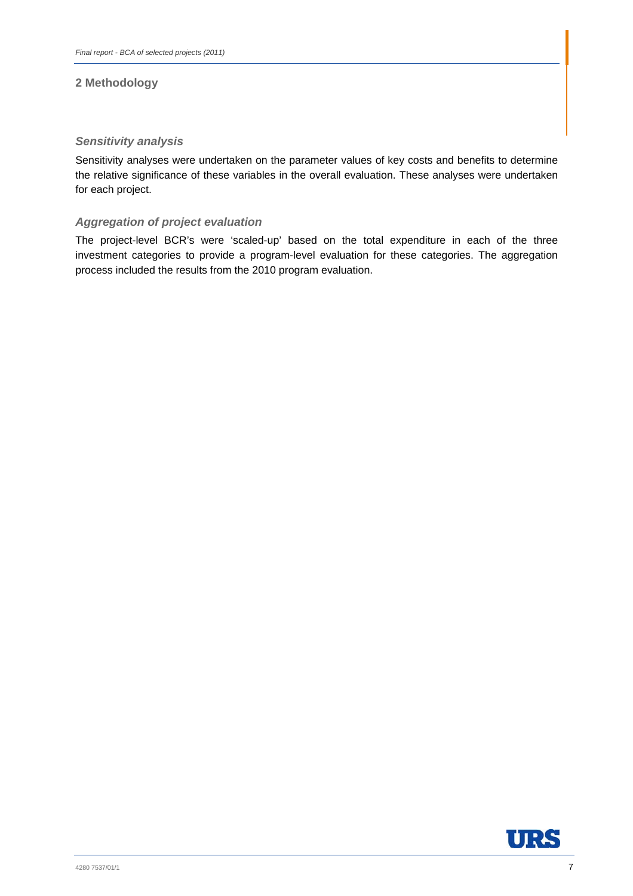## 2 Methodology

### *Sensitivity analysis*

Sensitivity analyses were undertaken on the parameter values of key costs and benefits to determine the relative significance of these variables in the overall evaluation. These analyses were undertaken for each project.

### *Aggregation of project evaluation*

The project-level BCR's were 'scaled-up' based on the total expenditure in each of the three investment categories to provide a program-level evaluation for these categories. The aggregation process included the results from the 2010 program evaluation.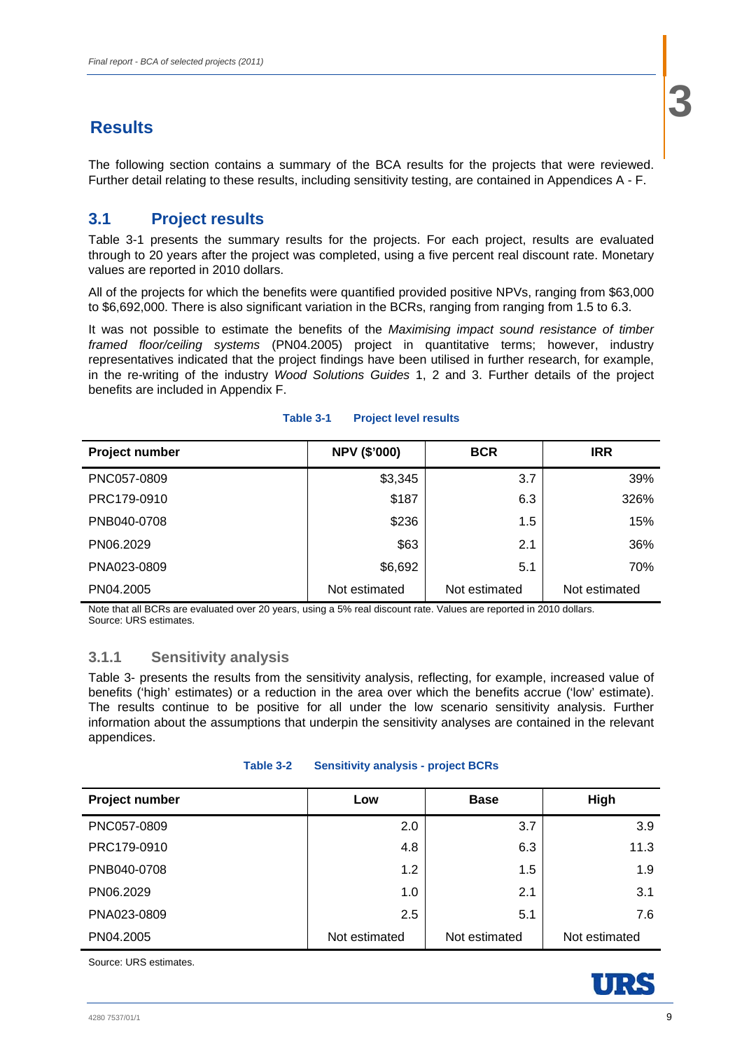# 3 Results

The following section contains a summary of the BCA results for the projects that were reviewed. Further detail relating to these results, including sensitivity testing, are contained in Appendices A - F.

## 3.1 Project results

Table 3-1 presents the summary results for the projects. For each project, results are evaluated through to 20 years after the project was completed, using a five percent real discount rate. Monetary values are reported in 2010 dollars.

All of the projects for which the benefits were quantified provided positive NPVs, ranging from $63,000 to $6,692,000. There is also significant variation in the BCRs, ranging from ranging from 1.5 to 6.3.

It was not possible to estimate the benefits of the *Maximising impact sound resistance of timber framed floor/ceiling systems* (PN04.2005) project in quantitative terms; however, industry representatives indicated that the project findings have been utilised in further research, for example, in the re-writing of the industry *Wood Solutions Guides* 1, 2 and 3. Further details of the project benefits are included in Appendix F.

**Table 3-1 Project level results**

| Project number | NPV ($'000) | BCR | IRR |
|---|---|---|---|
| PNC057-0809 | $3,345 | 3.7 | 39% |
| PRC179-0910 | $187 | 6.3 | 326% |
| PNB040-0708 | $236 | 1.5 | 15% |
| PN06.2029 | $63 | 2.1 | 36% |
| PNA023-0809 | $6,692 | 5.1 | 70% |
| PN04.2005 | Not estimated | Not estimated | Not estimated |

Note that all BCRs are evaluated over 20 years, using a 5% real discount rate. Values are reported in 2010 dollars.
Source: URS estimates.

### 3.1.1 Sensitivity analysis

Table 3- presents the results from the sensitivity analysis, reflecting, for example, increased value of benefits ('high' estimates) or a reduction in the area over which the benefits accrue ('low' estimate). The results continue to be positive for all under the low scenario sensitivity analysis. Further information about the assumptions that underpin the sensitivity analyses are contained in the relevant appendices.

**Table 3-2 Sensitivity analysis - project BCRs**

| Project number | Low | Base | High |
|---|---|---|---|
| PNC057-0809 | 2.0 | 3.7 | 3.9 |
| PRC179-0910 | 4.8 | 6.3 | 11.3 |
| PNB040-0708 | 1.2 | 1.5 | 1.9 |
| PN06.2029 | 1.0 | 2.1 | 3.1 |
| PNA023-0809 | 2.5 | 5.1 | 7.6 |
| PN04.2005 | Not estimated | Not estimated | Not estimated |

Source: URS estimates.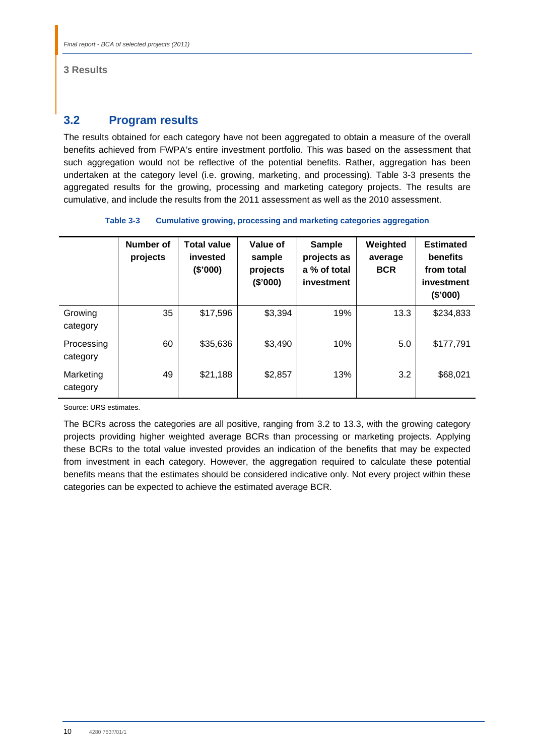## 3.2 Program results

The results obtained for each category have not been aggregated to obtain a measure of the overall benefits achieved from FWPA's entire investment portfolio. This was based on the assessment that such aggregation would not be reflective of the potential benefits. Rather, aggregation has been undertaken at the category level (i.e. growing, marketing, and processing). Table 3-3 presents the aggregated results for the growing, processing and marketing category projects. The results are cumulative, and include the results from the 2011 assessment as well as the 2010 assessment.

**Table 3-3 Cumulative growing, processing and marketing categories aggregation**

| | Number of projects | Total value invested ($'000) | Value of sample projects ($'000) | Sample projects as a % of total investment | Weighted average BCR | Estimated benefits from total investment ($'000) |
|---|---|---|---|---|---|---|
| Growing category | 35 | $17,596 | $3,394 | 19% | 13.3 | $234,833 |
| Processing category | 60 | $35,636 | $3,490 | 10% | 5.0 | $177,791 |
| Marketing category | 49 | $21,188 | $2,857 | 13% | 3.2 | $68,021 |

Source: URS estimates.

The BCRs across the categories are all positive, ranging from 3.2 to 13.3, with the growing category projects providing higher weighted average BCRs than processing or marketing projects. Applying these BCRs to the total value invested provides an indication of the benefits that may be expected from investment in each category. However, the aggregation required to calculate these potential benefits means that the estimates should be considered indicative only. Not every project within these categories can be expected to achieve the estimated average BCR.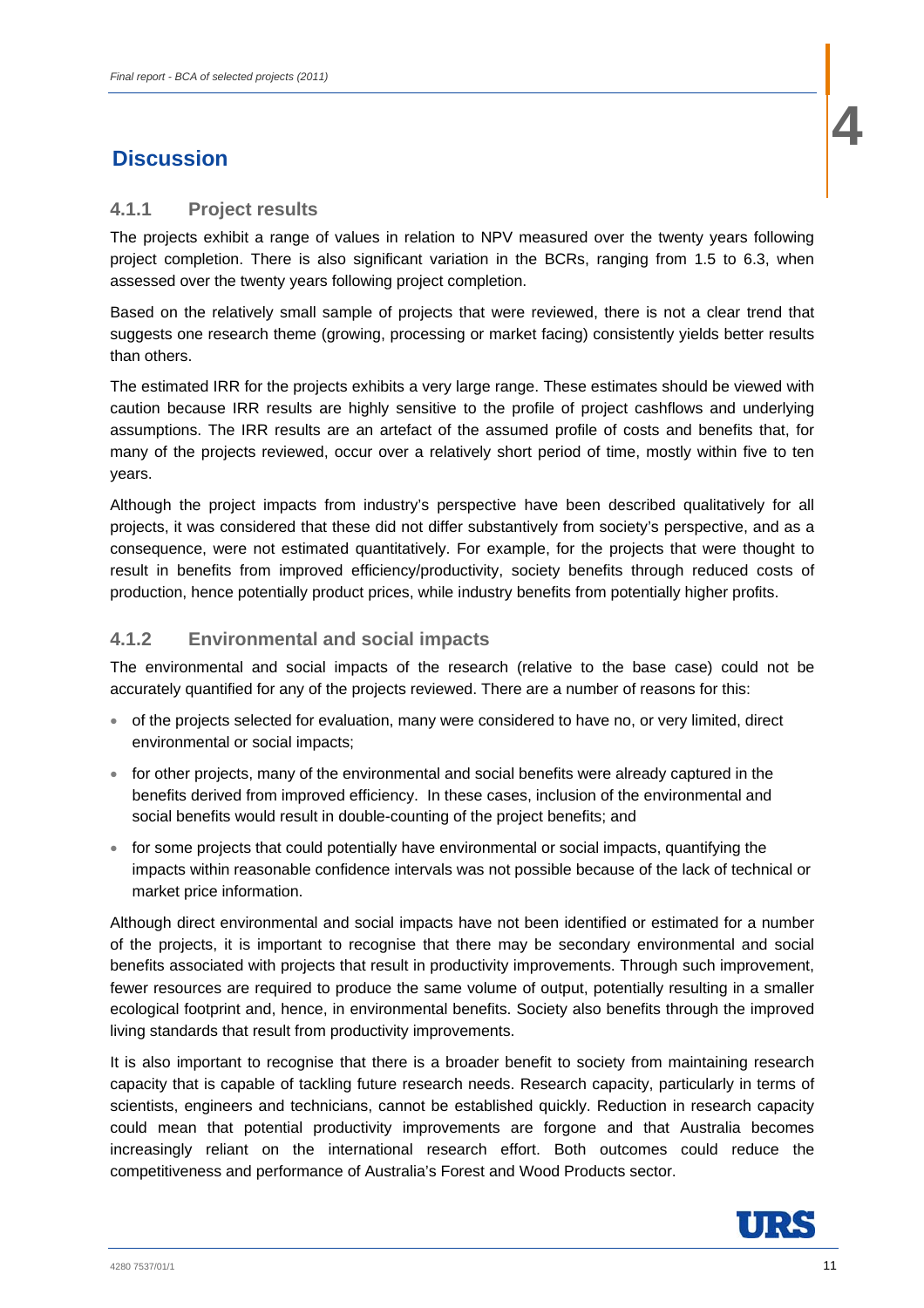# 4 Discussion

### 4.1.1 Project results

The projects exhibit a range of values in relation to NPV measured over the twenty years following project completion. There is also significant variation in the BCRs, ranging from 1.5 to 6.3, when assessed over the twenty years following project completion.

Based on the relatively small sample of projects that were reviewed, there is not a clear trend that suggests one research theme (growing, processing or market facing) consistently yields better results than others.

The estimated IRR for the projects exhibits a very large range. These estimates should be viewed with caution because IRR results are highly sensitive to the profile of project cashflows and underlying assumptions. The IRR results are an artefact of the assumed profile of costs and benefits that, for many of the projects reviewed, occur over a relatively short period of time, mostly within five to ten years.

Although the project impacts from industry's perspective have been described qualitatively for all projects, it was considered that these did not differ substantively from society's perspective, and as a consequence, were not estimated quantitatively. For example, for the projects that were thought to result in benefits from improved efficiency/productivity, society benefits through reduced costs of production, hence potentially product prices, while industry benefits from potentially higher profits.

### 4.1.2 Environmental and social impacts

The environmental and social impacts of the research (relative to the base case) could not be accurately quantified for any of the projects reviewed. There are a number of reasons for this:

- of the projects selected for evaluation, many were considered to have no, or very limited, direct environmental or social impacts;
- for other projects, many of the environmental and social benefits were already captured in the benefits derived from improved efficiency. In these cases, inclusion of the environmental and social benefits would result in double-counting of the project benefits; and
- for some projects that could potentially have environmental or social impacts, quantifying the impacts within reasonable confidence intervals was not possible because of the lack of technical or market price information.

Although direct environmental and social impacts have not been identified or estimated for a number of the projects, it is important to recognise that there may be secondary environmental and social benefits associated with projects that result in productivity improvements. Through such improvement, fewer resources are required to produce the same volume of output, potentially resulting in a smaller ecological footprint and, hence, in environmental benefits. Society also benefits through the improved living standards that result from productivity improvements.

It is also important to recognise that there is a broader benefit to society from maintaining research capacity that is capable of tackling future research needs. Research capacity, particularly in terms of scientists, engineers and technicians, cannot be established quickly. Reduction in research capacity could mean that potential productivity improvements are forgone and that Australia becomes increasingly reliant on the international research effort. Both outcomes could reduce the competitiveness and performance of Australia's Forest and Wood Products sector.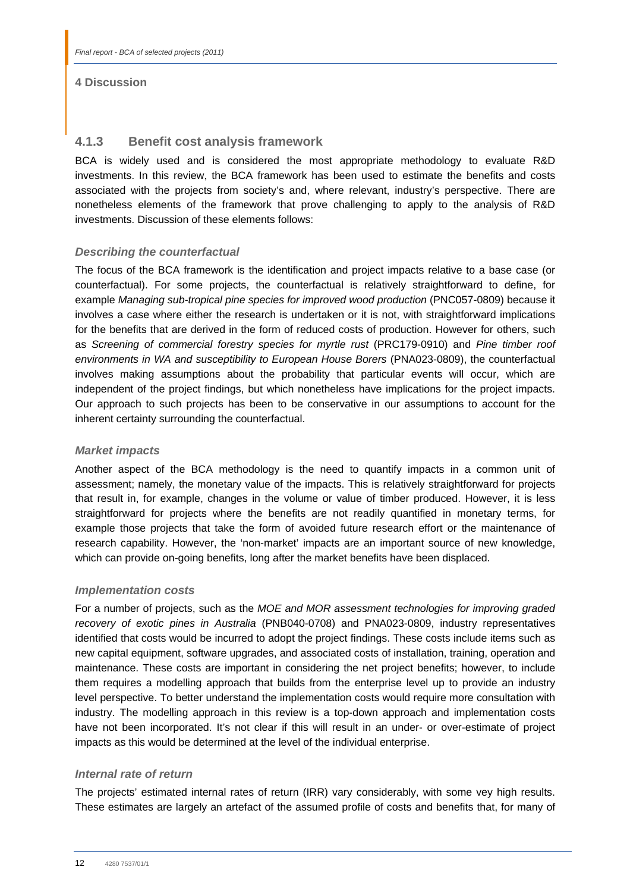## 4.1.3 Benefit cost analysis framework

BCA is widely used and is considered the most appropriate methodology to evaluate R&D investments. In this review, the BCA framework has been used to estimate the benefits and costs associated with the projects from society's and, where relevant, industry's perspective. There are nonetheless elements of the framework that prove challenging to apply to the analysis of R&D investments. Discussion of these elements follows:

### *Describing the counterfactual*

The focus of the BCA framework is the identification and project impacts relative to a base case (or counterfactual). For some projects, the counterfactual is relatively straightforward to define, for example *Managing sub-tropical pine species for improved wood production* (PNC057-0809) because it involves a case where either the research is undertaken or it is not, with straightforward implications for the benefits that are derived in the form of reduced costs of production. However for others, such as *Screening of commercial forestry species for myrtle rust* (PRC179-0910) and *Pine timber roof environments in WA and susceptibility to European House Borers* (PNA023-0809), the counterfactual involves making assumptions about the probability that particular events will occur, which are independent of the project findings, but which nonetheless have implications for the project impacts. Our approach to such projects has been to be conservative in our assumptions to account for the inherent certainty surrounding the counterfactual.

### *Market impacts*

Another aspect of the BCA methodology is the need to quantify impacts in a common unit of assessment; namely, the monetary value of the impacts. This is relatively straightforward for projects that result in, for example, changes in the volume or value of timber produced. However, it is less straightforward for projects where the benefits are not readily quantified in monetary terms, for example those projects that take the form of avoided future research effort or the maintenance of research capability. However, the 'non-market' impacts are an important source of new knowledge, which can provide on-going benefits, long after the market benefits have been displaced.

### *Implementation costs*

For a number of projects, such as the *MOE and MOR assessment technologies for improving graded recovery of exotic pines in Australia* (PNB040-0708) and PNA023-0809, industry representatives identified that costs would be incurred to adopt the project findings. These costs include items such as new capital equipment, software upgrades, and associated costs of installation, training, operation and maintenance. These costs are important in considering the net project benefits; however, to include them requires a modelling approach that builds from the enterprise level up to provide an industry level perspective. To better understand the implementation costs would require more consultation with industry. The modelling approach in this review is a top-down approach and implementation costs have not been incorporated. It's not clear if this will result in an under- or over-estimate of project impacts as this would be determined at the level of the individual enterprise.

### *Internal rate of return*

The projects' estimated internal rates of return (IRR) vary considerably, with some vey high results. These estimates are largely an artefact of the assumed profile of costs and benefits that, for many of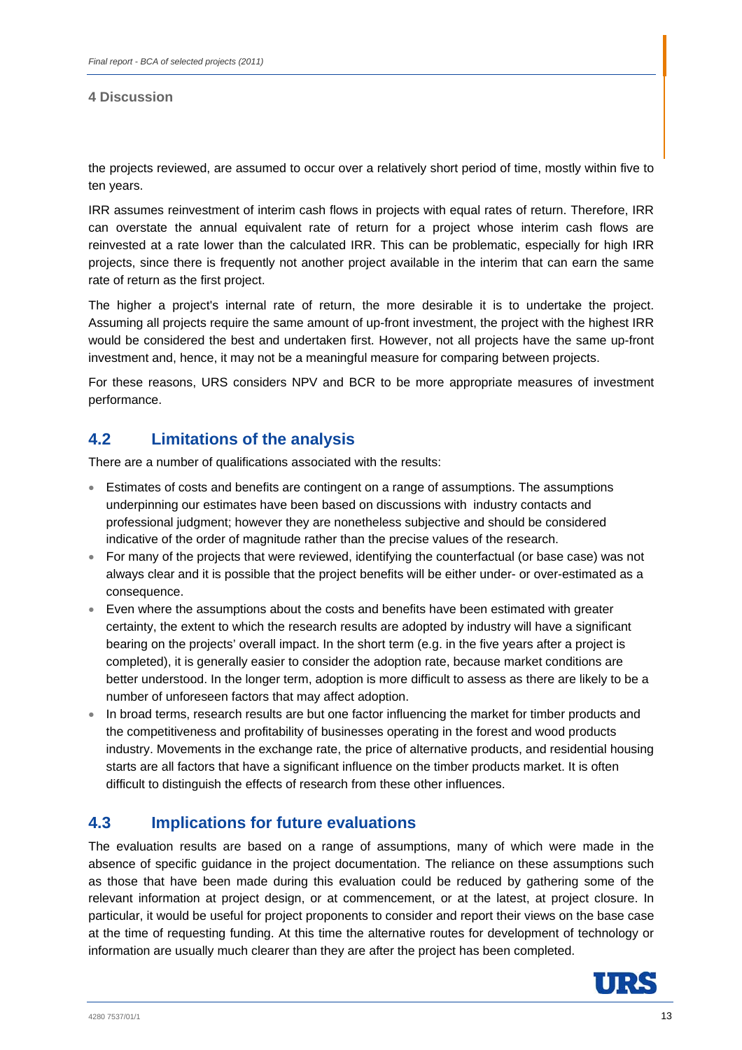the projects reviewed, are assumed to occur over a relatively short period of time, mostly within five to ten years.

IRR assumes reinvestment of interim cash flows in projects with equal rates of return. Therefore, IRR can overstate the annual equivalent rate of return for a project whose interim cash flows are reinvested at a rate lower than the calculated IRR. This can be problematic, especially for high IRR projects, since there is frequently not another project available in the interim that can earn the same rate of return as the first project.

The higher a project's internal rate of return, the more desirable it is to undertake the project. Assuming all projects require the same amount of up-front investment, the project with the highest IRR would be considered the best and undertaken first. However, not all projects have the same up-front investment and, hence, it may not be a meaningful measure for comparing between projects.

For these reasons, URS considers NPV and BCR to be more appropriate measures of investment performance.

## 4.2 Limitations of the analysis

There are a number of qualifications associated with the results:

- Estimates of costs and benefits are contingent on a range of assumptions. The assumptions underpinning our estimates have been based on discussions with industry contacts and professional judgment; however they are nonetheless subjective and should be considered indicative of the order of magnitude rather than the precise values of the research.
- For many of the projects that were reviewed, identifying the counterfactual (or base case) was not always clear and it is possible that the project benefits will be either under- or over-estimated as a consequence.
- Even where the assumptions about the costs and benefits have been estimated with greater certainty, the extent to which the research results are adopted by industry will have a significant bearing on the projects' overall impact. In the short term (e.g. in the five years after a project is completed), it is generally easier to consider the adoption rate, because market conditions are better understood. In the longer term, adoption is more difficult to assess as there are likely to be a number of unforeseen factors that may affect adoption.
- In broad terms, research results are but one factor influencing the market for timber products and the competitiveness and profitability of businesses operating in the forest and wood products industry. Movements in the exchange rate, the price of alternative products, and residential housing starts are all factors that have a significant influence on the timber products market. It is often difficult to distinguish the effects of research from these other influences.

## 4.3 Implications for future evaluations

The evaluation results are based on a range of assumptions, many of which were made in the absence of specific guidance in the project documentation. The reliance on these assumptions such as those that have been made during this evaluation could be reduced by gathering some of the relevant information at project design, or at commencement, or at the latest, at project closure. In particular, it would be useful for project proponents to consider and report their views on the base case at the time of requesting funding. At this time the alternative routes for development of technology or information are usually much clearer than they are after the project has been completed.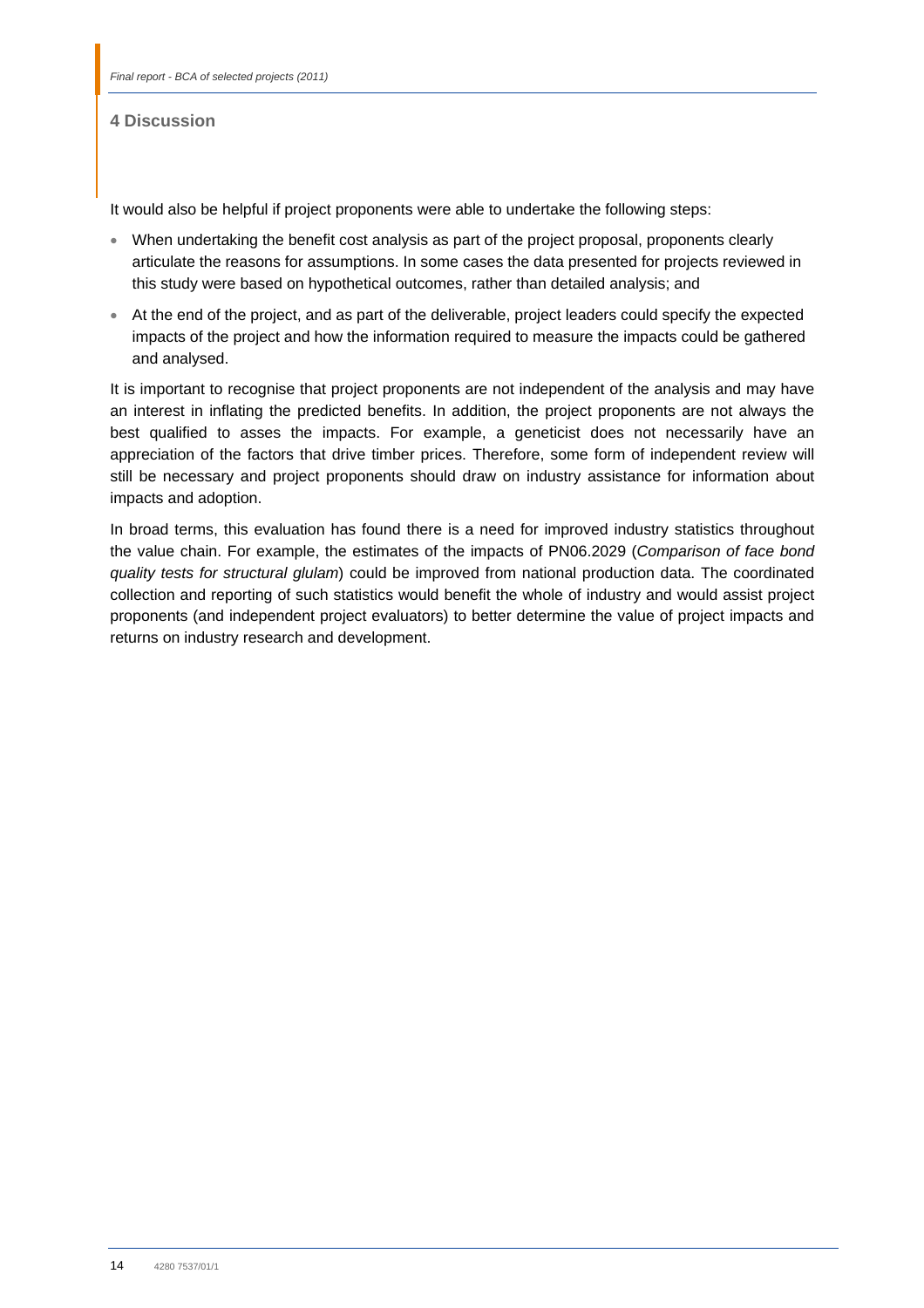# 4 Discussion

It would also be helpful if project proponents were able to undertake the following steps:

- When undertaking the benefit cost analysis as part of the project proposal, proponents clearly articulate the reasons for assumptions. In some cases the data presented for projects reviewed in this study were based on hypothetical outcomes, rather than detailed analysis; and
- At the end of the project, and as part of the deliverable, project leaders could specify the expected impacts of the project and how the information required to measure the impacts could be gathered and analysed.

It is important to recognise that project proponents are not independent of the analysis and may have an interest in inflating the predicted benefits. In addition, the project proponents are not always the best qualified to asses the impacts. For example, a geneticist does not necessarily have an appreciation of the factors that drive timber prices. Therefore, some form of independent review will still be necessary and project proponents should draw on industry assistance for information about impacts and adoption.

In broad terms, this evaluation has found there is a need for improved industry statistics throughout the value chain. For example, the estimates of the impacts of PN06.2029 (*Comparison of face bond quality tests for structural glulam*) could be improved from national production data. The coordinated collection and reporting of such statistics would benefit the whole of industry and would assist project proponents (and independent project evaluators) to better determine the value of project impacts and returns on industry research and development.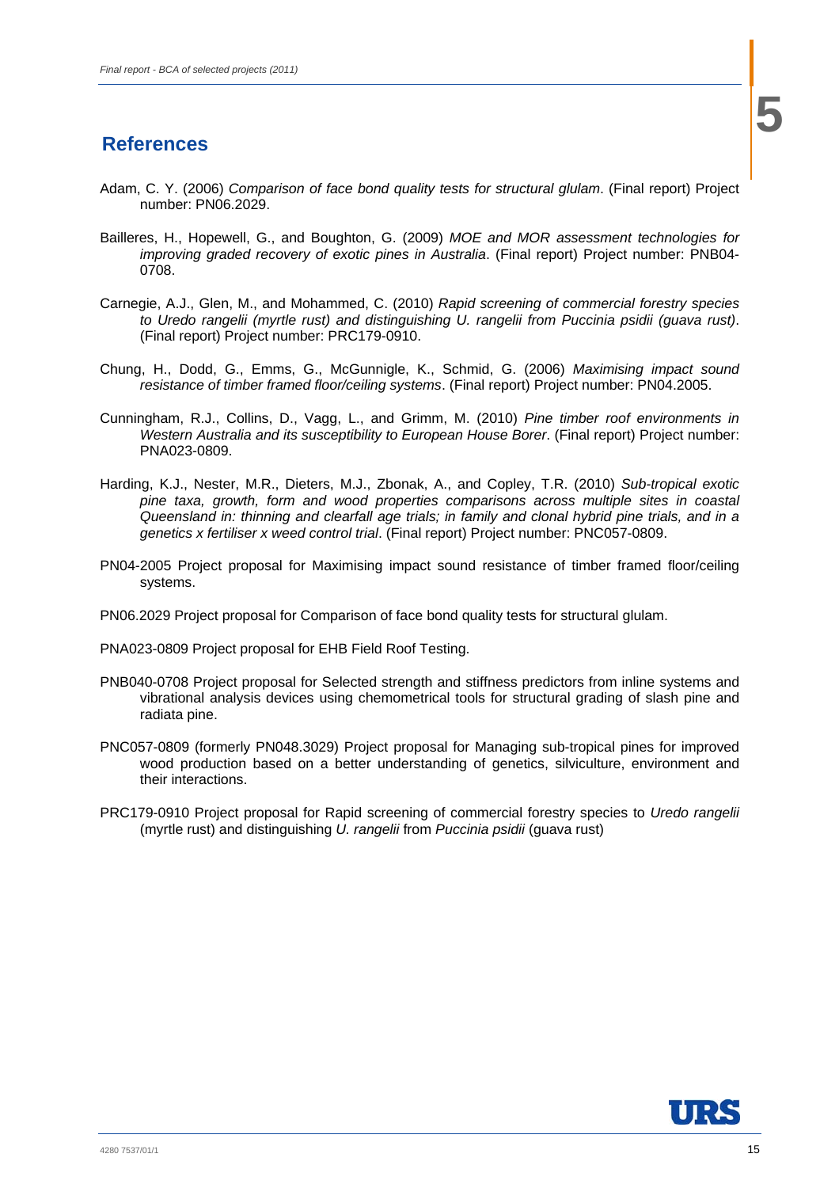## References

Adam, C. Y. (2006) *Comparison of face bond quality tests for structural glulam*. (Final report) Project number: PN06.2029.

Bailleres, H., Hopewell, G., and Boughton, G. (2009) *MOE and MOR assessment technologies for improving graded recovery of exotic pines in Australia*. (Final report) Project number: PNB04-0708.

Carnegie, A.J., Glen, M., and Mohammed, C. (2010) *Rapid screening of commercial forestry species to Uredo rangelii (myrtle rust) and distinguishing U. rangelii from Puccinia psidii (guava rust)*. (Final report) Project number: PRC179-0910.

Chung, H., Dodd, G., Emms, G., McGunnigle, K., Schmid, G. (2006) *Maximising impact sound resistance of timber framed floor/ceiling systems*. (Final report) Project number: PN04.2005.

Cunningham, R.J., Collins, D., Vagg, L., and Grimm, M. (2010) *Pine timber roof environments in Western Australia and its susceptibility to European House Borer*. (Final report) Project number: PNA023-0809.

Harding, K.J., Nester, M.R., Dieters, M.J., Zbonak, A., and Copley, T.R. (2010) *Sub-tropical exotic pine taxa, growth, form and wood properties comparisons across multiple sites in coastal Queensland in: thinning and clearfall age trials; in family and clonal hybrid pine trials, and in a genetics x fertiliser x weed control trial*. (Final report) Project number: PNC057-0809.

PN04-2005 Project proposal for Maximising impact sound resistance of timber framed floor/ceiling systems.

PN06.2029 Project proposal for Comparison of face bond quality tests for structural glulam.

PNA023-0809 Project proposal for EHB Field Roof Testing.

PNB040-0708 Project proposal for Selected strength and stiffness predictors from inline systems and vibrational analysis devices using chemometrical tools for structural grading of slash pine and radiata pine.

PNC057-0809 (formerly PN048.3029) Project proposal for Managing sub-tropical pines for improved wood production based on a better understanding of genetics, silviculture, environment and their interactions.

PRC179-0910 Project proposal for Rapid screening of commercial forestry species to *Uredo rangelii* (myrtle rust) and distinguishing *U. rangelii* from *Puccinia psidii* (guava rust)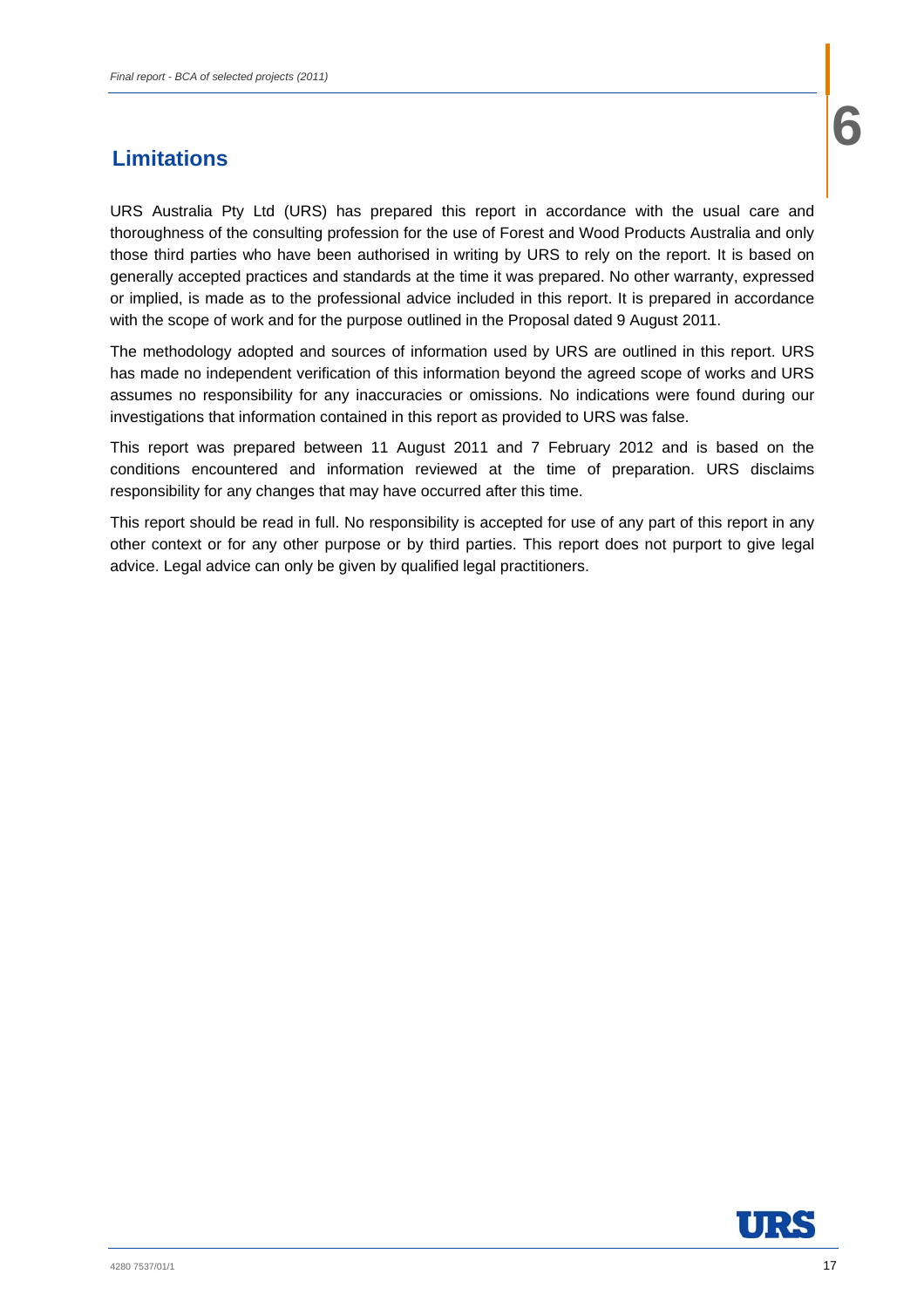# 6 Limitations

URS Australia Pty Ltd (URS) has prepared this report in accordance with the usual care and thoroughness of the consulting profession for the use of Forest and Wood Products Australia and only those third parties who have been authorised in writing by URS to rely on the report. It is based on generally accepted practices and standards at the time it was prepared. No other warranty, expressed or implied, is made as to the professional advice included in this report. It is prepared in accordance with the scope of work and for the purpose outlined in the Proposal dated 9 August 2011.

The methodology adopted and sources of information used by URS are outlined in this report. URS has made no independent verification of this information beyond the agreed scope of works and URS assumes no responsibility for any inaccuracies or omissions. No indications were found during our investigations that information contained in this report as provided to URS was false.

This report was prepared between 11 August 2011 and 7 February 2012 and is based on the conditions encountered and information reviewed at the time of preparation. URS disclaims responsibility for any changes that may have occurred after this time.

This report should be read in full. No responsibility is accepted for use of any part of this report in any other context or for any other purpose or by third parties. This report does not purport to give legal advice. Legal advice can only be given by qualified legal practitioners.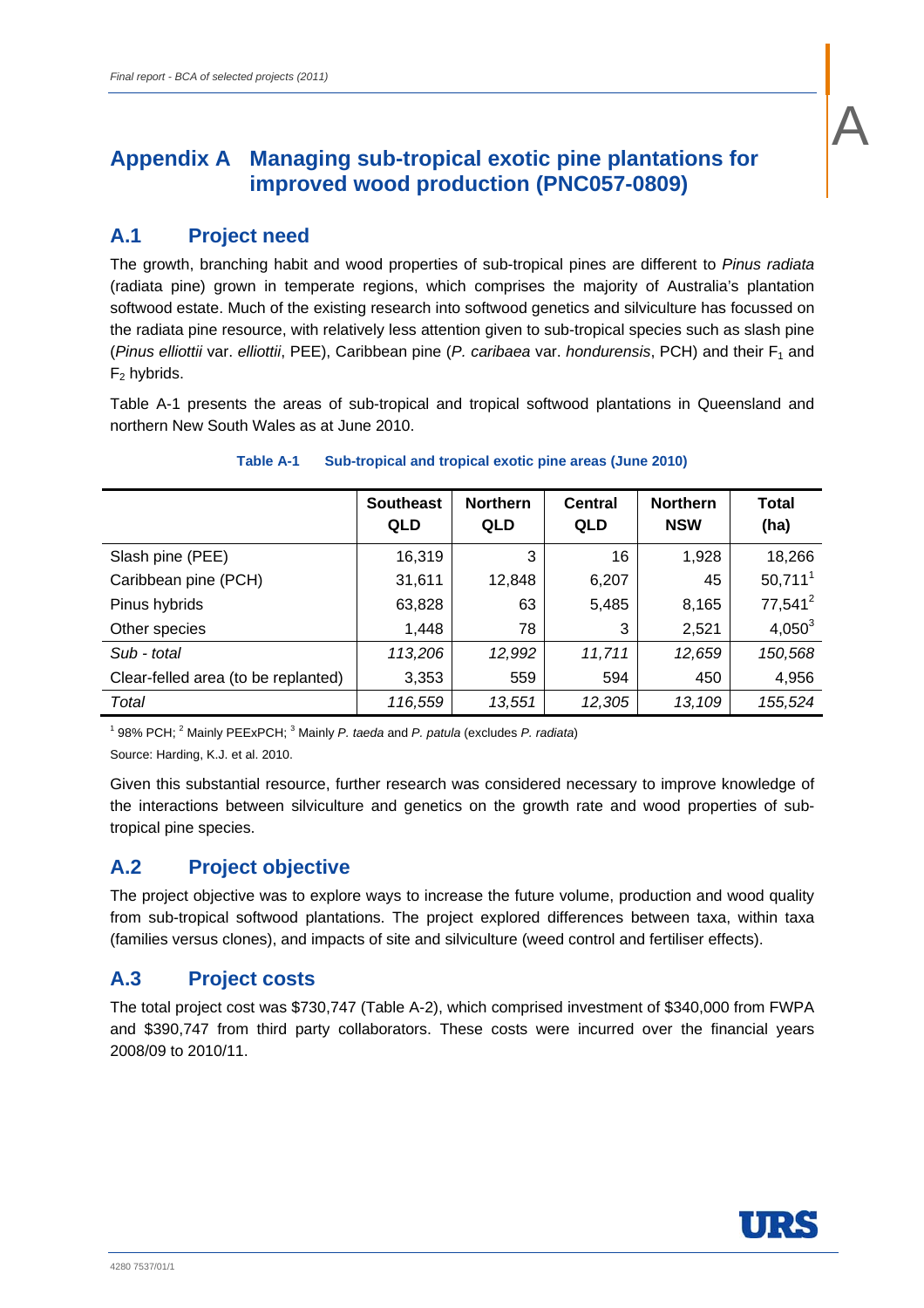# Appendix A Managing sub-tropical exotic pine plantations for improved wood production (PNC057-0809)

## A.1 Project need

The growth, branching habit and wood properties of sub-tropical pines are different to *Pinus radiata* (radiata pine) grown in temperate regions, which comprises the majority of Australia's plantation softwood estate. Much of the existing research into softwood genetics and silviculture has focussed on the radiata pine resource, with relatively less attention given to sub-tropical species such as slash pine (*Pinus elliottii* var. *elliottii*, PEE), Caribbean pine (*P. caribaea* var. *hondurensis*, PCH) and their $F_1$ and $F_2$ hybrids.

Table A-1 presents the areas of sub-tropical and tropical softwood plantations in Queensland and northern New South Wales as at June 2010.

**Table A-1 Sub-tropical and tropical exotic pine areas (June 2010)**

| | Southeast QLD | Northern QLD | Central QLD | Northern NSW | Total (ha) |
|---|---|---|---|---|---|
| Slash pine (PEE) | 16,319 | 3 | 16 | 1,928 | 18,266 |
| Caribbean pine (PCH) | 31,611 | 12,848 | 6,207 | 45 | 50,711[1] |
| Pinus hybrids | 63,828 | 63 | 5,485 | 8,165 | 77,541[2] |
| Other species | 1,448 | 78 | 3 | 2,521 | 4,050[3] |
| *Sub - total* | *113,206* | *12,992* | *11,711* | *12,659* | *150,568* |
| Clear-felled area (to be replanted) | 3,353 | 559 | 594 | 450 | 4,956 |
| *Total* | *116,559* | *13,551* | *12,305* | *13,109* | *155,524* |

[1] 98% PCH; [2] Mainly PEExPCH; [3] Mainly *P. taeda* and *P. patula* (excludes *P. radiata*)

Source: Harding, K.J. et al. 2010.

Given this substantial resource, further research was considered necessary to improve knowledge of the interactions between silviculture and genetics on the growth rate and wood properties of sub-tropical pine species.

## A.2 Project objective

The project objective was to explore ways to increase the future volume, production and wood quality from sub-tropical softwood plantations. The project explored differences between taxa, within taxa (families versus clones), and impacts of site and silviculture (weed control and fertiliser effects).

## A.3 Project costs

The total project cost was $730,747 (Table A-2), which comprised investment of $340,000 from FWPA and $390,747 from third party collaborators. These costs were incurred over the financial years 2008/09 to 2010/11.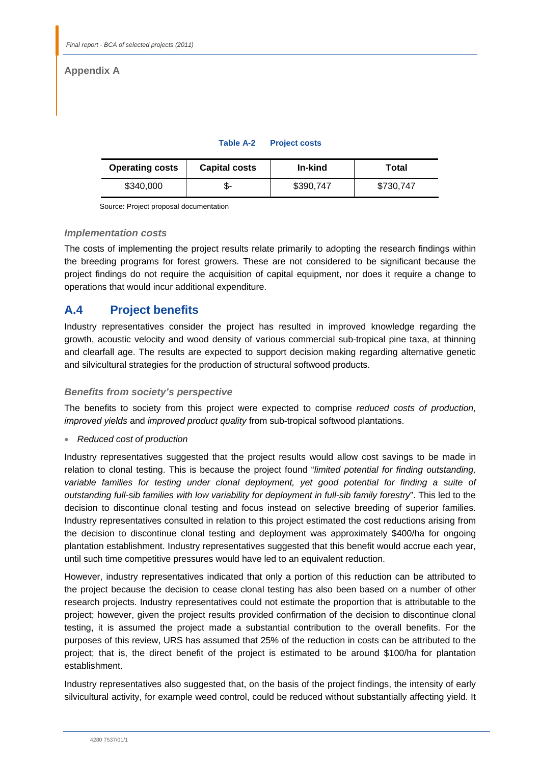**Table A-2 Project costs**

| Operating costs | Capital costs | In-kind | Total |
|---|---|---|---|
| $340,000 | $- | $390,747 | $730,747 |

Source: Project proposal documentation

### *Implementation costs*

The costs of implementing the project results relate primarily to adopting the research findings within the breeding programs for forest growers. These are not considered to be significant because the project findings do not require the acquisition of capital equipment, nor does it require a change to operations that would incur additional expenditure.

## A.4 Project benefits

Industry representatives consider the project has resulted in improved knowledge regarding the growth, acoustic velocity and wood density of various commercial sub-tropical pine taxa, at thinning and clearfall age. The results are expected to support decision making regarding alternative genetic and silvicultural strategies for the production of structural softwood products.

### *Benefits from society's perspective*

The benefits to society from this project were expected to comprise *reduced costs of production*, *improved yields* and *improved product quality* from sub-tropical softwood plantations.

- *Reduced cost of production*

Industry representatives suggested that the project results would allow cost savings to be made in relation to clonal testing. This is because the project found "*limited potential for finding outstanding, variable families for testing under clonal deployment, yet good potential for finding a suite of outstanding full-sib families with low variability for deployment in full-sib family forestry*". This led to the decision to discontinue clonal testing and focus instead on selective breeding of superior families. Industry representatives consulted in relation to this project estimated the cost reductions arising from the decision to discontinue clonal testing and deployment was approximately $400/ha for ongoing plantation establishment. Industry representatives suggested that this benefit would accrue each year, until such time competitive pressures would have led to an equivalent reduction.

However, industry representatives indicated that only a portion of this reduction can be attributed to the project because the decision to cease clonal testing has also been based on a number of other research projects. Industry representatives could not estimate the proportion that is attributable to the project; however, given the project results provided confirmation of the decision to discontinue clonal testing, it is assumed the project made a substantial contribution to the overall benefits. For the purposes of this review, URS has assumed that 25% of the reduction in costs can be attributed to the project; that is, the direct benefit of the project is estimated to be around $100/ha for plantation establishment.

Industry representatives also suggested that, on the basis of the project findings, the intensity of early silvicultural activity, for example weed control, could be reduced without substantially affecting yield. It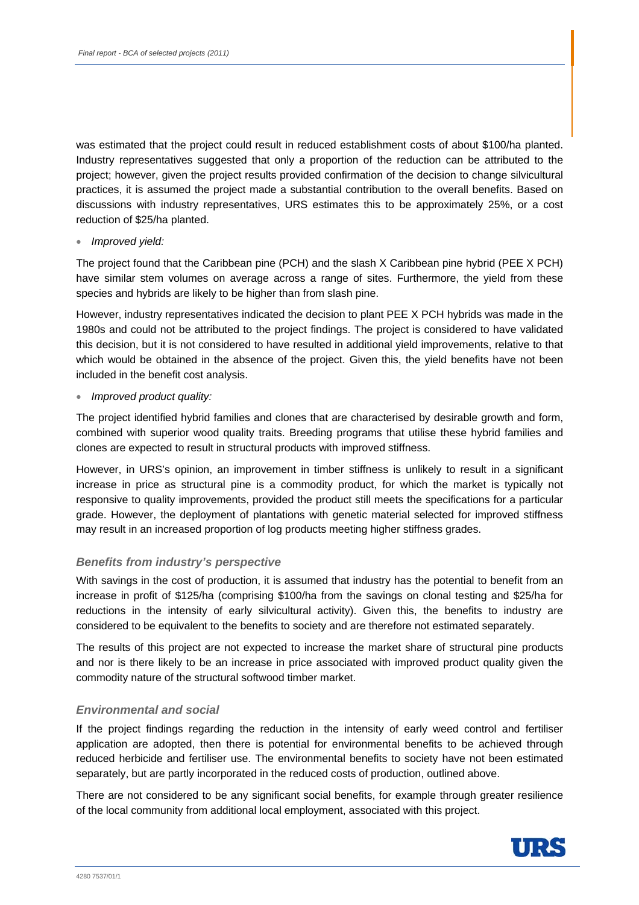was estimated that the project could result in reduced establishment costs of about $100/ha planted. Industry representatives suggested that only a proportion of the reduction can be attributed to the project; however, given the project results provided confirmation of the decision to change silvicultural practices, it is assumed the project made a substantial contribution to the overall benefits. Based on discussions with industry representatives, URS estimates this to be approximately 25%, or a cost reduction of $25/ha planted.

- *Improved yield:*

The project found that the Caribbean pine (PCH) and the slash X Caribbean pine hybrid (PEE X PCH) have similar stem volumes on average across a range of sites. Furthermore, the yield from these species and hybrids are likely to be higher than from slash pine.

However, industry representatives indicated the decision to plant PEE X PCH hybrids was made in the 1980s and could not be attributed to the project findings. The project is considered to have validated this decision, but it is not considered to have resulted in additional yield improvements, relative to that which would be obtained in the absence of the project. Given this, the yield benefits have not been included in the benefit cost analysis.

- *Improved product quality:*

The project identified hybrid families and clones that are characterised by desirable growth and form, combined with superior wood quality traits. Breeding programs that utilise these hybrid families and clones are expected to result in structural products with improved stiffness.

However, in URS's opinion, an improvement in timber stiffness is unlikely to result in a significant increase in price as structural pine is a commodity product, for which the market is typically not responsive to quality improvements, provided the product still meets the specifications for a particular grade. However, the deployment of plantations with genetic material selected for improved stiffness may result in an increased proportion of log products meeting higher stiffness grades.

### *Benefits from industry's perspective*

With savings in the cost of production, it is assumed that industry has the potential to benefit from an increase in profit of $125/ha (comprising $100/ha from the savings on clonal testing and $25/ha for reductions in the intensity of early silvicultural activity). Given this, the benefits to industry are considered to be equivalent to the benefits to society and are therefore not estimated separately.

The results of this project are not expected to increase the market share of structural pine products and nor is there likely to be an increase in price associated with improved product quality given the commodity nature of the structural softwood timber market.

### *Environmental and social*

If the project findings regarding the reduction in the intensity of early weed control and fertiliser application are adopted, then there is potential for environmental benefits to be achieved through reduced herbicide and fertiliser use. The environmental benefits to society have not been estimated separately, but are partly incorporated in the reduced costs of production, outlined above.

There are not considered to be any significant social benefits, for example through greater resilience of the local community from additional local employment, associated with this project.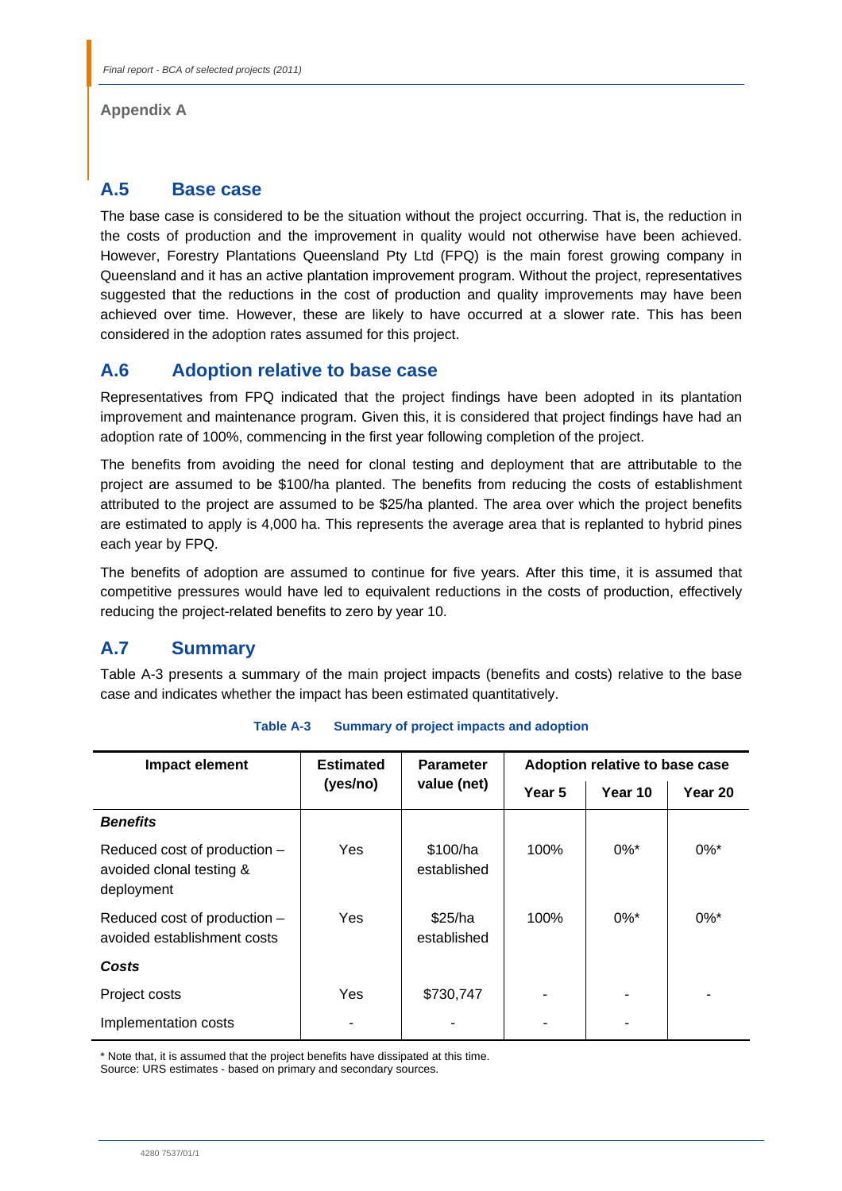**Appendix A**

## A.5 Base case

The base case is considered to be the situation without the project occurring. That is, the reduction in the costs of production and the improvement in quality would not otherwise have been achieved. However, Forestry Plantations Queensland Pty Ltd (FPQ) is the main forest growing company in Queensland and it has an active plantation improvement program. Without the project, representatives suggested that the reductions in the cost of production and quality improvements may have been achieved over time. However, these are likely to have occurred at a slower rate. This has been considered in the adoption rates assumed for this project.

## A.6 Adoption relative to base case

Representatives from FPQ indicated that the project findings have been adopted in its plantation improvement and maintenance program. Given this, it is considered that project findings have had an adoption rate of 100%, commencing in the first year following completion of the project.

The benefits from avoiding the need for clonal testing and deployment that are attributable to the project are assumed to be $100/ha planted. The benefits from reducing the costs of establishment attributed to the project are assumed to be $25/ha planted. The area over which the project benefits are estimated to apply is 4,000 ha. This represents the average area that is replanted to hybrid pines each year by FPQ.

The benefits of adoption are assumed to continue for five years. After this time, it is assumed that competitive pressures would have led to equivalent reductions in the costs of production, effectively reducing the project-related benefits to zero by year 10.

## A.7 Summary

Table A-3 presents a summary of the main project impacts (benefits and costs) relative to the base case and indicates whether the impact has been estimated quantitatively.

**Table A-3 Summary of project impacts and adoption**

| Impact element | Estimated (yes/no) | Parameter value (net) | Adoption relative to base case | | |
|---|---|---|---|---|---|
| | | | Year 5 | Year 10 | Year 20 |
| ***Benefits*** | | | | | |
| Reduced cost of production – avoided clonal testing & deployment | Yes | $100/ha established | 100% | 0%* | 0%* |
| Reduced cost of production – avoided establishment costs | Yes | $25/ha established | 100% | 0%* | 0%* |
| ***Costs*** | | | | | |
| Project costs | Yes | $730,747 | - | - | - |
| Implementation costs | - | - | - | - | |

* Note that, it is assumed that the project benefits have dissipated at this time.
Source: URS estimates - based on primary and secondary sources.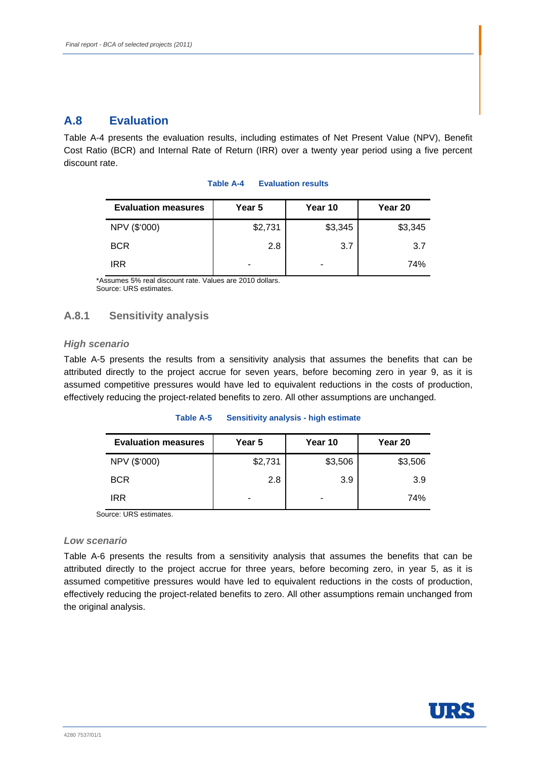## A.8 Evaluation

Table A-4 presents the evaluation results, including estimates of Net Present Value (NPV), Benefit Cost Ratio (BCR) and Internal Rate of Return (IRR) over a twenty year period using a five percent discount rate.

**Table A-4 Evaluation results**

| Evaluation measures | Year 5 | Year 10 | Year 20 |
|---|---|---|---|
| NPV ($'000) | $2,731 | $3,345 | $3,345 |
| BCR | 2.8 | 3.7 | 3.7 |
| IRR | - | - | 74% |

*Assumes 5% real discount rate. Values are 2010 dollars.
Source: URS estimates.

### A.8.1 Sensitivity analysis

#### *High scenario*

Table A-5 presents the results from a sensitivity analysis that assumes the benefits that can be attributed directly to the project accrue for seven years, before becoming zero in year 9, as it is assumed competitive pressures would have led to equivalent reductions in the costs of production, effectively reducing the project-related benefits to zero. All other assumptions are unchanged.

**Table A-5 Sensitivity analysis - high estimate**

| Evaluation measures | Year 5 | Year 10 | Year 20 |
|---|---|---|---|
| NPV ($'000) | $2,731 | $3,506 | $3,506 |
| BCR | 2.8 | 3.9 | 3.9 |
| IRR | - | - | 74% |

Source: URS estimates.

#### *Low scenario*

Table A-6 presents the results from a sensitivity analysis that assumes the benefits that can be attributed directly to the project accrue for three years, before becoming zero, in year 5, as it is assumed competitive pressures would have led to equivalent reductions in the costs of production, effectively reducing the project-related benefits to zero. All other assumptions remain unchanged from the original analysis.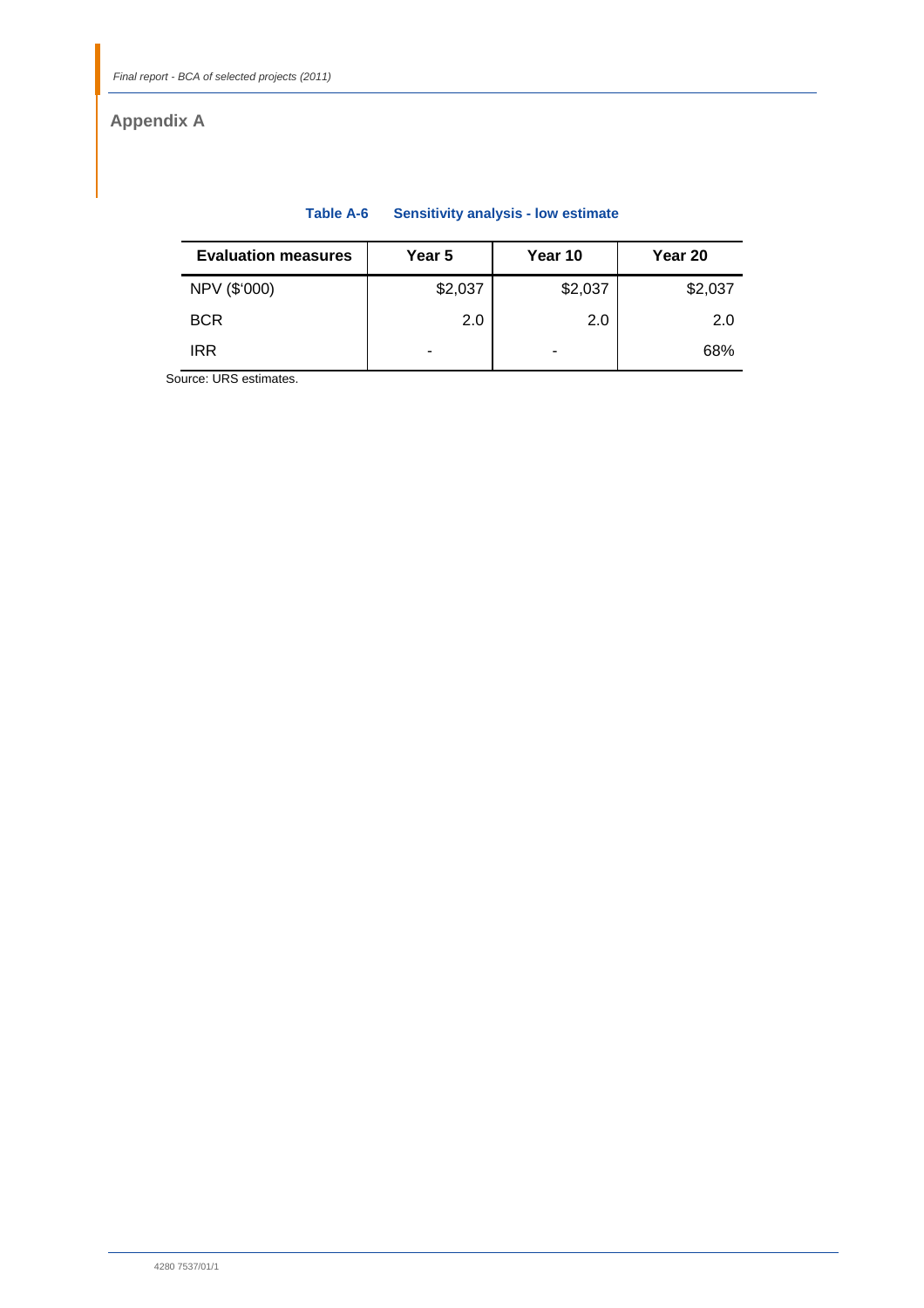## Appendix A

**Table A-6 Sensitivity analysis - low estimate**

| Evaluation measures | Year 5 | Year 10 | Year 20 |
|---|---|---|---|
| NPV ($'000) | $2,037 | $2,037 | $2,037 |
| BCR | 2.0 | 2.0 | 2.0 |
| IRR | - | - | 68% |

Source: URS estimates.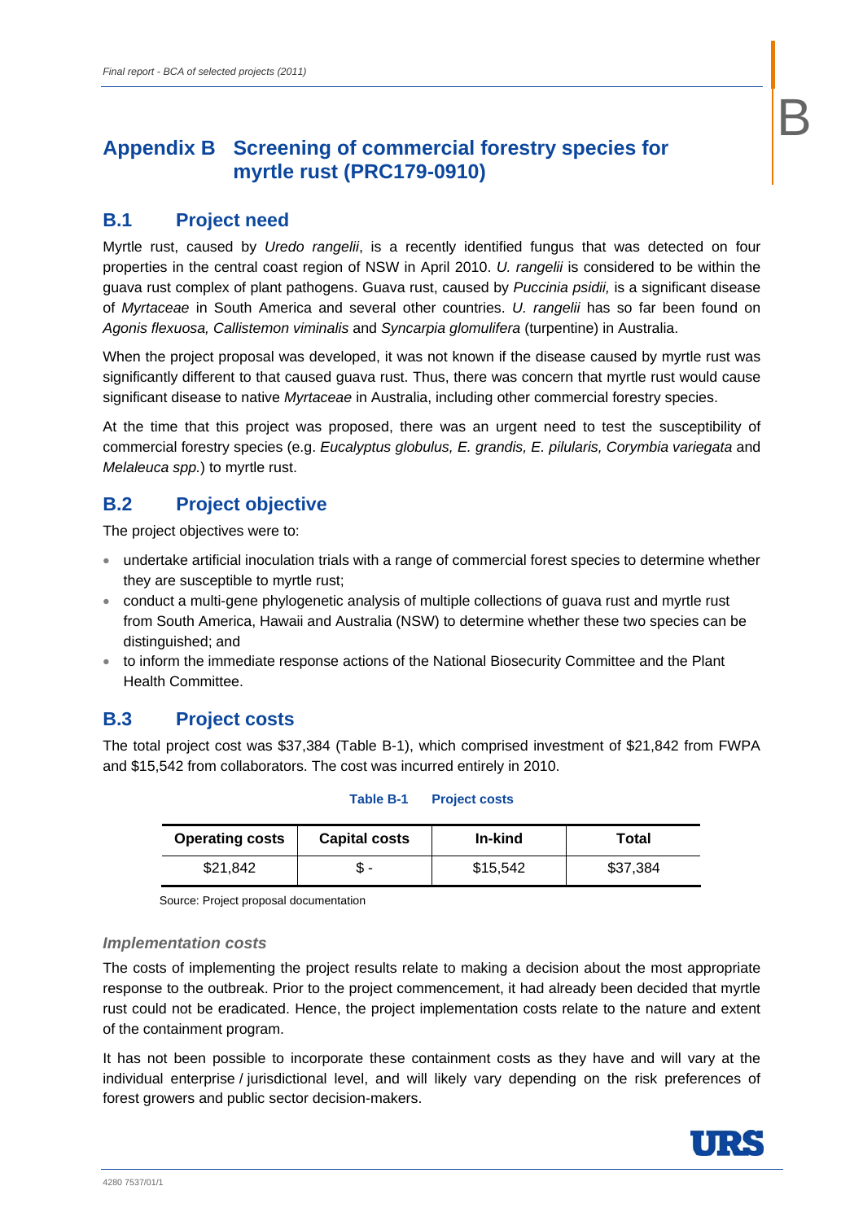# Appendix B Screening of commercial forestry species for myrtle rust (PRC179-0910)

## B.1 Project need

Myrtle rust, caused by *Uredo rangelii*, is a recently identified fungus that was detected on four properties in the central coast region of NSW in April 2010. *U. rangelii* is considered to be within the guava rust complex of plant pathogens. Guava rust, caused by *Puccinia psidii,* is a significant disease of *Myrtaceae* in South America and several other countries. *U. rangelii* has so far been found on *Agonis flexuosa, Callistemon viminalis* and *Syncarpia glomulifera* (turpentine) in Australia.

When the project proposal was developed, it was not known if the disease caused by myrtle rust was significantly different to that caused guava rust. Thus, there was concern that myrtle rust would cause significant disease to native *Myrtaceae* in Australia, including other commercial forestry species.

At the time that this project was proposed, there was an urgent need to test the susceptibility of commercial forestry species (e.g. *Eucalyptus globulus, E. grandis, E. pilularis, Corymbia variegata* and *Melaleuca spp.*) to myrtle rust.

## B.2 Project objective

The project objectives were to:

- undertake artificial inoculation trials with a range of commercial forest species to determine whether they are susceptible to myrtle rust;
- conduct a multi-gene phylogenetic analysis of multiple collections of guava rust and myrtle rust from South America, Hawaii and Australia (NSW) to determine whether these two species can be distinguished; and
- to inform the immediate response actions of the National Biosecurity Committee and the Plant Health Committee.

## B.3 Project costs

The total project cost was $37,384 (Table B-1), which comprised investment of $21,842 from FWPA and $15,542 from collaborators. The cost was incurred entirely in 2010.

**Table B-1 Project costs**

| Operating costs | Capital costs | In-kind | Total |
|---|---|---|---|
| $21,842 | $ - | $15,542 | $37,384 |

Source: Project proposal documentation

### *Implementation costs*

The costs of implementing the project results relate to making a decision about the most appropriate response to the outbreak. Prior to the project commencement, it had already been decided that myrtle rust could not be eradicated. Hence, the project implementation costs relate to the nature and extent of the containment program.

It has not been possible to incorporate these containment costs as they have and will vary at the individual enterprise / jurisdictional level, and will likely vary depending on the risk preferences of forest growers and public sector decision-makers.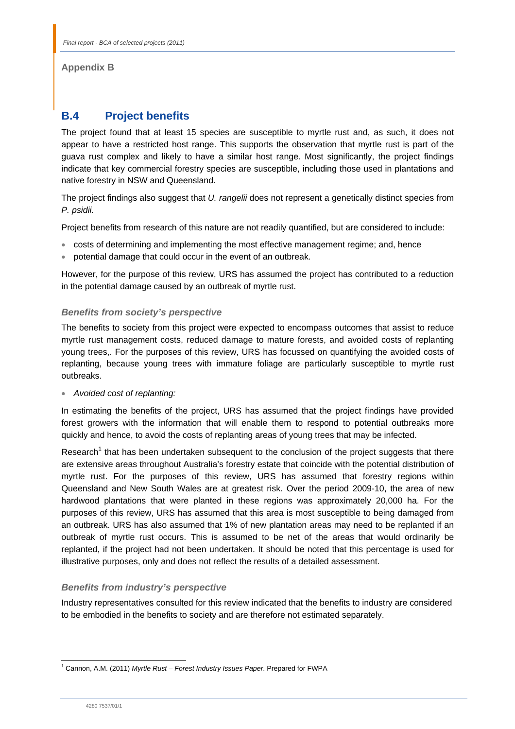**Appendix B**

## B.4 Project benefits

The project found that at least 15 species are susceptible to myrtle rust and, as such, it does not appear to have a restricted host range. This supports the observation that myrtle rust is part of the guava rust complex and likely to have a similar host range. Most significantly, the project findings indicate that key commercial forestry species are susceptible, including those used in plantations and native forestry in NSW and Queensland.

The project findings also suggest that *U. rangelii* does not represent a genetically distinct species from *P. psidii.*

Project benefits from research of this nature are not readily quantified, but are considered to include:

- costs of determining and implementing the most effective management regime; and, hence
- potential damage that could occur in the event of an outbreak.

However, for the purpose of this review, URS has assumed the project has contributed to a reduction in the potential damage caused by an outbreak of myrtle rust.

### *Benefits from society's perspective*

The benefits to society from this project were expected to encompass outcomes that assist to reduce myrtle rust management costs, reduced damage to mature forests, and avoided costs of replanting young trees,. For the purposes of this review, URS has focussed on quantifying the avoided costs of replanting, because young trees with immature foliage are particularly susceptible to myrtle rust outbreaks.

- *Avoided cost of replanting:*

In estimating the benefits of the project, URS has assumed that the project findings have provided forest growers with the information that will enable them to respond to potential outbreaks more quickly and hence, to avoid the costs of replanting areas of young trees that may be infected.

Research[1] that has been undertaken subsequent to the conclusion of the project suggests that there are extensive areas throughout Australia's forestry estate that coincide with the potential distribution of myrtle rust. For the purposes of this review, URS has assumed that forestry regions within Queensland and New South Wales are at greatest risk. Over the period 2009-10, the area of new hardwood plantations that were planted in these regions was approximately 20,000 ha. For the purposes of this review, URS has assumed that this area is most susceptible to being damaged from an outbreak. URS has also assumed that 1% of new plantation areas may need to be replanted if an outbreak of myrtle rust occurs. This is assumed to be net of the areas that would ordinarily be replanted, if the project had not been undertaken. It should be noted that this percentage is used for illustrative purposes, only and does not reflect the results of a detailed assessment.

### *Benefits from industry's perspective*

Industry representatives consulted for this review indicated that the benefits to industry are considered to be embodied in the benefits to society and are therefore not estimated separately.

[1] Cannon, A.M. (2011) *Myrtle Rust – Forest Industry Issues Paper*. Prepared for FWPA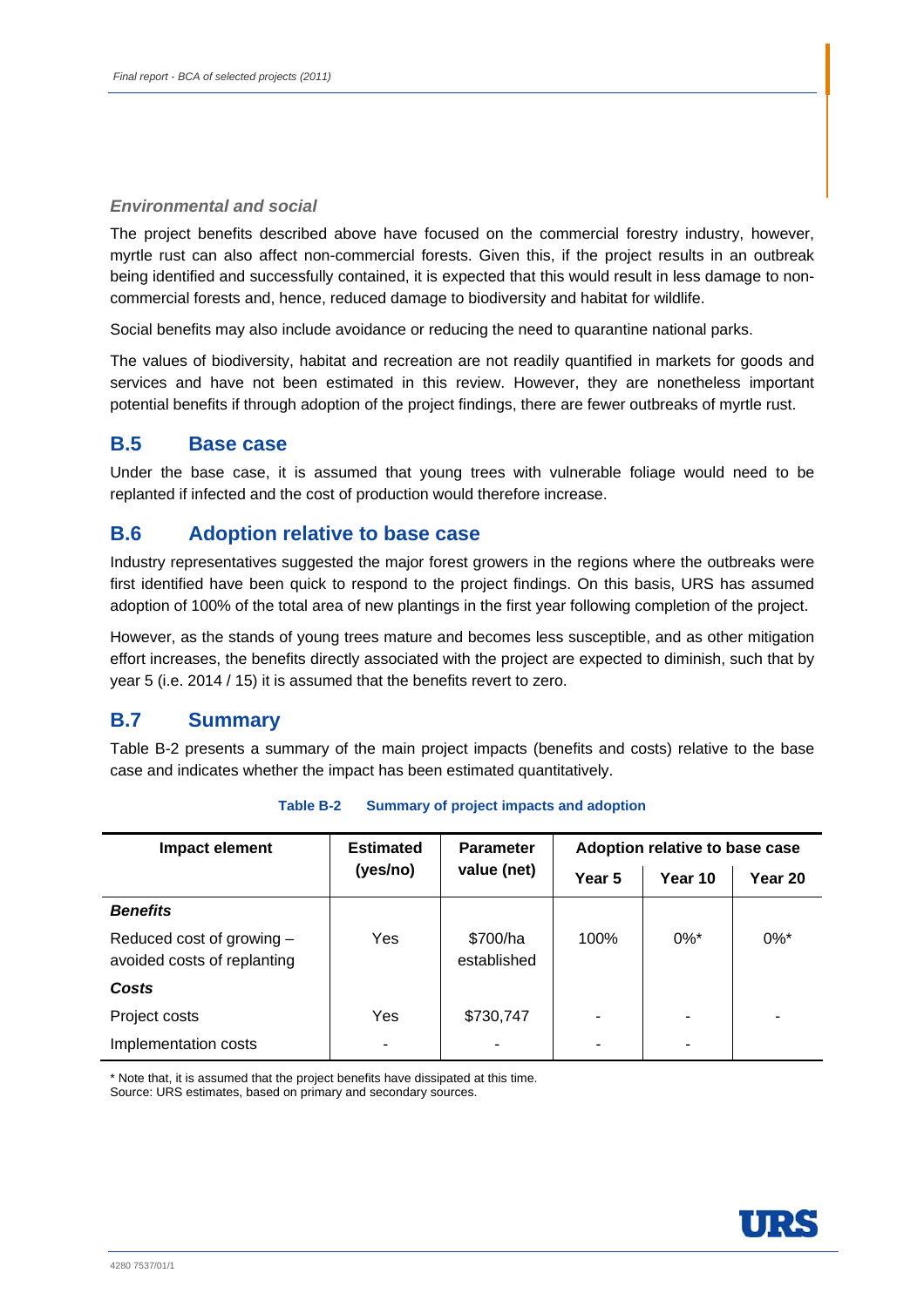### *Environmental and social*

The project benefits described above have focused on the commercial forestry industry, however, myrtle rust can also affect non-commercial forests. Given this, if the project results in an outbreak being identified and successfully contained, it is expected that this would result in less damage to non-commercial forests and, hence, reduced damage to biodiversity and habitat for wildlife.

Social benefits may also include avoidance or reducing the need to quarantine national parks.

The values of biodiversity, habitat and recreation are not readily quantified in markets for goods and services and have not been estimated in this review. However, they are nonetheless important potential benefits if through adoption of the project findings, there are fewer outbreaks of myrtle rust.

## B.5 Base case

Under the base case, it is assumed that young trees with vulnerable foliage would need to be replanted if infected and the cost of production would therefore increase.

## B.6 Adoption relative to base case

Industry representatives suggested the major forest growers in the regions where the outbreaks were first identified have been quick to respond to the project findings. On this basis, URS has assumed adoption of 100% of the total area of new plantings in the first year following completion of the project.

However, as the stands of young trees mature and becomes less susceptible, and as other mitigation effort increases, the benefits directly associated with the project are expected to diminish, such that by year 5 (i.e. 2014 / 15) it is assumed that the benefits revert to zero.

## B.7 Summary

Table B-2 presents a summary of the main project impacts (benefits and costs) relative to the base case and indicates whether the impact has been estimated quantitatively.

**Table B-2 Summary of project impacts and adoption**

| Impact element | Estimated (yes/no) | Parameter value (net) | Adoption relative to base case | | |
|---|---|---|---|---|---|
| | | | Year 5 | Year 10 | Year 20 |
| ***Benefits*** | | | | | |
| Reduced cost of growing – avoided costs of replanting | Yes | $700/ha established | 100% | 0%* | 0%* |
| ***Costs*** | | | | | |
| Project costs | Yes | $730,747 | - | - | - |
| Implementation costs | - | - | - | - | |

\* Note that, it is assumed that the project benefits have dissipated at this time.
Source: URS estimates, based on primary and secondary sources.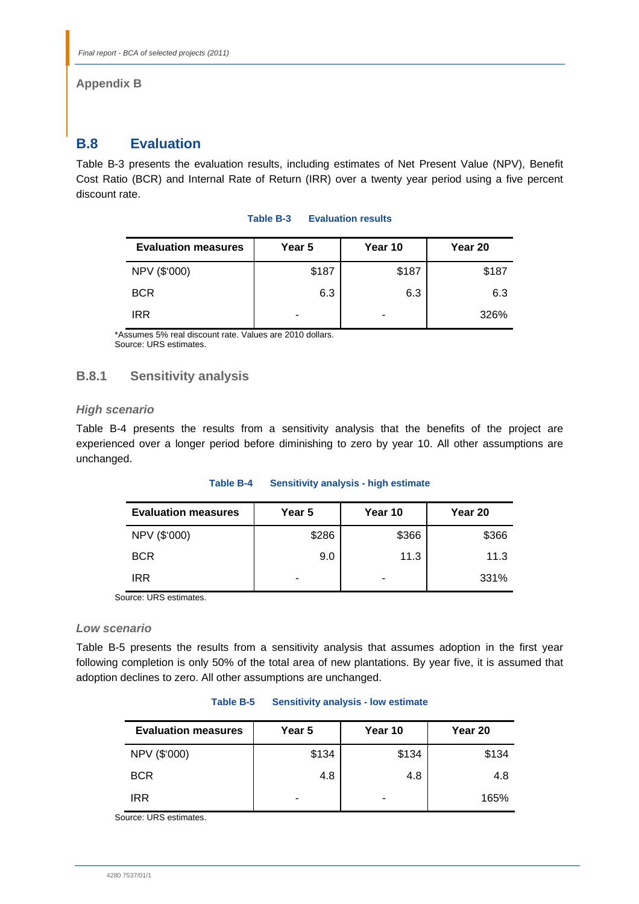## B.8 Evaluation

Table B-3 presents the evaluation results, including estimates of Net Present Value (NPV), Benefit Cost Ratio (BCR) and Internal Rate of Return (IRR) over a twenty year period using a five percent discount rate.

**Table B-3 Evaluation results**

| Evaluation measures | Year 5 | Year 10 | Year 20 |
|---|---|---|---|
| NPV ($'000) | $187 | $187 | $187 |
| BCR | 6.3 | 6.3 | 6.3 |
| IRR | - | - | 326% |

*Assumes 5% real discount rate. Values are 2010 dollars.
Source: URS estimates.

### B.8.1 Sensitivity analysis

#### *High scenario*

Table B-4 presents the results from a sensitivity analysis that the benefits of the project are experienced over a longer period before diminishing to zero by year 10. All other assumptions are unchanged.

**Table B-4 Sensitivity analysis - high estimate**

| Evaluation measures | Year 5 | Year 10 | Year 20 |
|---|---|---|---|
| NPV ($'000) | $286 | $366 | $366 |
| BCR | 9.0 | 11.3 | 11.3 |
| IRR | - | - | 331% |

Source: URS estimates.

#### *Low scenario*

Table B-5 presents the results from a sensitivity analysis that assumes adoption in the first year following completion is only 50% of the total area of new plantations. By year five, it is assumed that adoption declines to zero. All other assumptions are unchanged.

**Table B-5 Sensitivity analysis - low estimate**

| Evaluation measures | Year 5 | Year 10 | Year 20 |
|---|---|---|---|
| NPV ($'000) | $134 | $134 | $134 |
| BCR | 4.8 | 4.8 | 4.8 |
| IRR | - | - | 165% |

Source: URS estimates.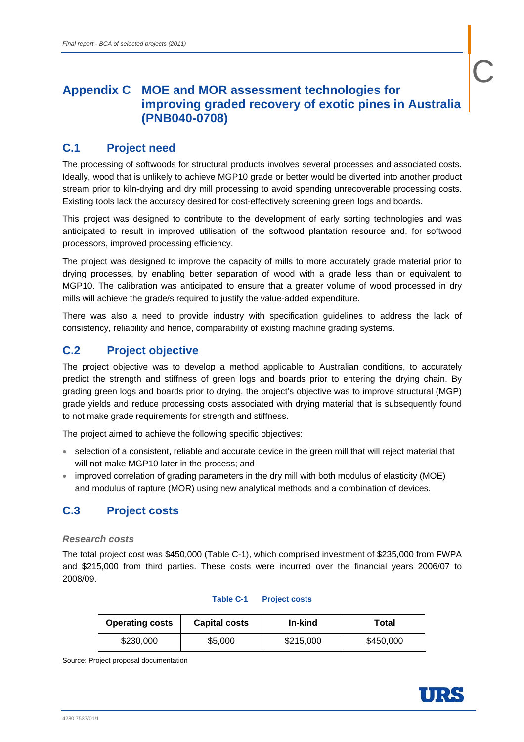# Appendix C MOE and MOR assessment technologies for improving graded recovery of exotic pines in Australia (PNB040-0708)

## C.1 Project need

The processing of softwoods for structural products involves several processes and associated costs. Ideally, wood that is unlikely to achieve MGP10 grade or better would be diverted into another product stream prior to kiln-drying and dry mill processing to avoid spending unrecoverable processing costs. Existing tools lack the accuracy desired for cost-effectively screening green logs and boards.

This project was designed to contribute to the development of early sorting technologies and was anticipated to result in improved utilisation of the softwood plantation resource and, for softwood processors, improved processing efficiency.

The project was designed to improve the capacity of mills to more accurately grade material prior to drying processes, by enabling better separation of wood with a grade less than or equivalent to MGP10. The calibration was anticipated to ensure that a greater volume of wood processed in dry mills will achieve the grade/s required to justify the value-added expenditure.

There was also a need to provide industry with specification guidelines to address the lack of consistency, reliability and hence, comparability of existing machine grading systems.

## C.2 Project objective

The project objective was to develop a method applicable to Australian conditions, to accurately predict the strength and stiffness of green logs and boards prior to entering the drying chain. By grading green logs and boards prior to drying, the project's objective was to improve structural (MGP) grade yields and reduce processing costs associated with drying material that is subsequently found to not make grade requirements for strength and stiffness.

The project aimed to achieve the following specific objectives:

- selection of a consistent, reliable and accurate device in the green mill that will reject material that will not make MGP10 later in the process; and
- improved correlation of grading parameters in the dry mill with both modulus of elasticity (MOE) and modulus of rapture (MOR) using new analytical methods and a combination of devices.

## C.3 Project costs

### *Research costs*

The total project cost was $450,000 (Table C-1), which comprised investment of $235,000 from FWPA and $215,000 from third parties. These costs were incurred over the financial years 2006/07 to 2008/09.

**Table C-1 Project costs**

| Operating costs | Capital costs | In-kind | Total |
|---|---|---|---|
| $230,000 | $5,000 | $215,000 | $450,000 |

Source: Project proposal documentation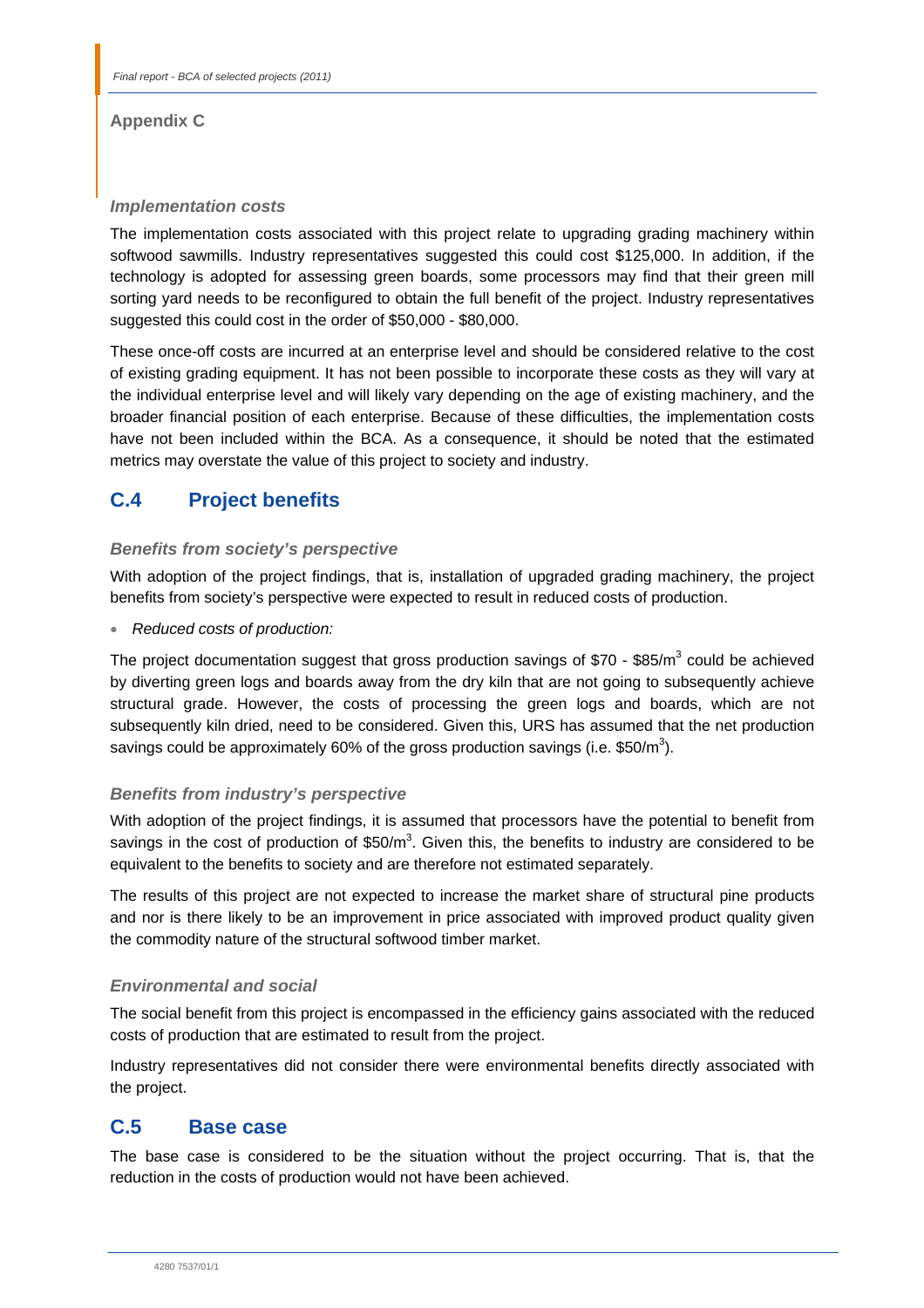### Implementation costs

The implementation costs associated with this project relate to upgrading grading machinery within softwood sawmills. Industry representatives suggested this could cost $125,000. In addition, if the technology is adopted for assessing green boards, some processors may find that their green mill sorting yard needs to be reconfigured to obtain the full benefit of the project. Industry representatives suggested this could cost in the order of $50,000 - $80,000.

These once-off costs are incurred at an enterprise level and should be considered relative to the cost of existing grading equipment. It has not been possible to incorporate these costs as they will vary at the individual enterprise level and will likely vary depending on the age of existing machinery, and the broader financial position of each enterprise. Because of these difficulties, the implementation costs have not been included within the BCA. As a consequence, it should be noted that the estimated metrics may overstate the value of this project to society and industry.

## C.4 Project benefits

### Benefits from society's perspective

With adoption of the project findings, that is, installation of upgraded grading machinery, the project benefits from society's perspective were expected to result in reduced costs of production.

- *Reduced costs of production:*

The project documentation suggest that gross production savings of $70 - $85/m$^3$ could be achieved by diverting green logs and boards away from the dry kiln that are not going to subsequently achieve structural grade. However, the costs of processing the green logs and boards, which are not subsequently kiln dried, need to be considered. Given this, URS has assumed that the net production savings could be approximately 60% of the gross production savings (i.e. $50/m$^3$).

### Benefits from industry's perspective

With adoption of the project findings, it is assumed that processors have the potential to benefit from savings in the cost of production of $50/m$^3$. Given this, the benefits to industry are considered to be equivalent to the benefits to society and are therefore not estimated separately.

The results of this project are not expected to increase the market share of structural pine products and nor is there likely to be an improvement in price associated with improved product quality given the commodity nature of the structural softwood timber market.

### Environmental and social

The social benefit from this project is encompassed in the efficiency gains associated with the reduced costs of production that are estimated to result from the project.

Industry representatives did not consider there were environmental benefits directly associated with the project.

## C.5 Base case

The base case is considered to be the situation without the project occurring. That is, that the reduction in the costs of production would not have been achieved.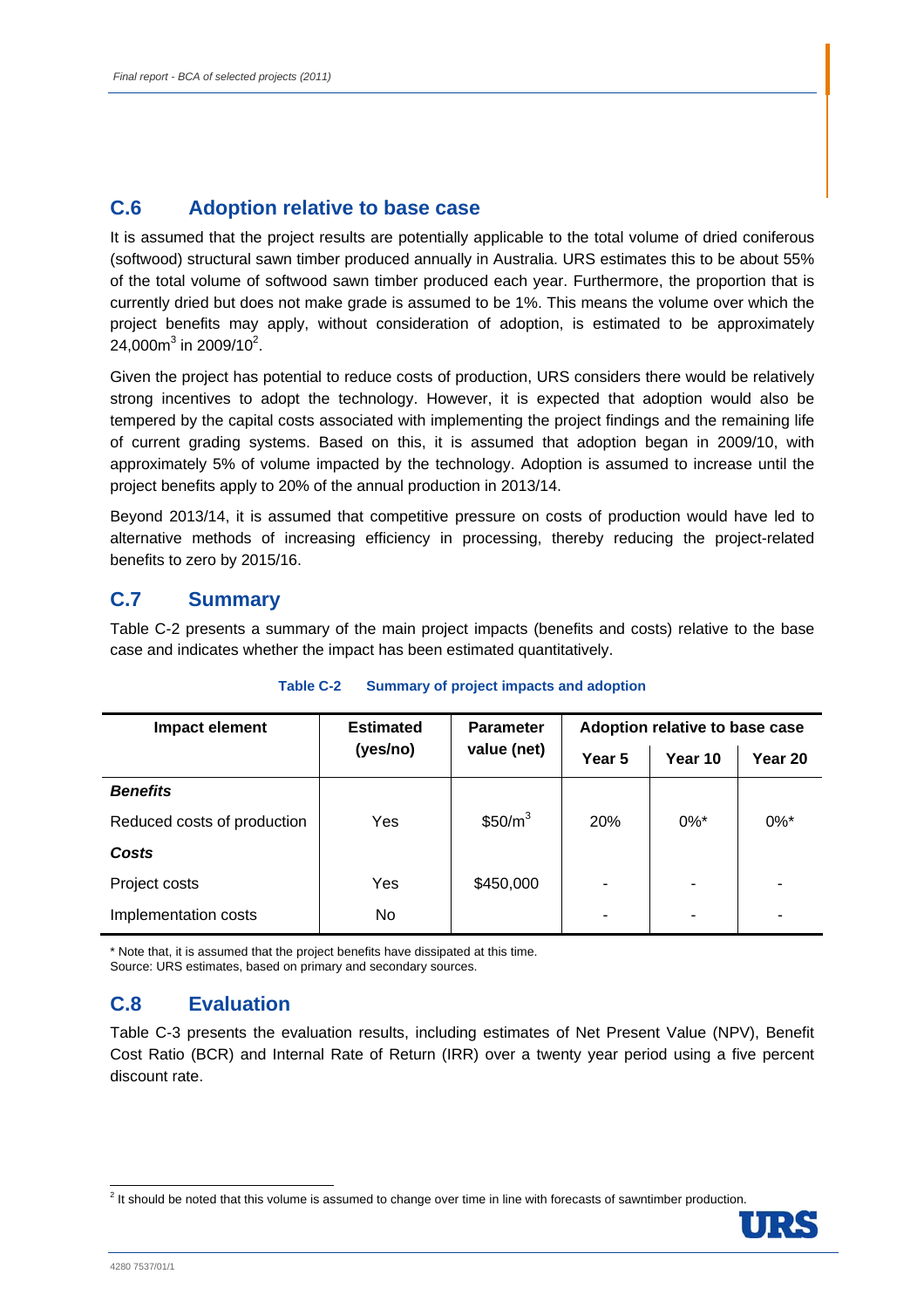## C.6 Adoption relative to base case

It is assumed that the project results are potentially applicable to the total volume of dried coniferous (softwood) structural sawn timber produced annually in Australia. URS estimates this to be about 55% of the total volume of softwood sawn timber produced each year. Furthermore, the proportion that is currently dried but does not make grade is assumed to be 1%. This means the volume over which the project benefits may apply, without consideration of adoption, is estimated to be approximately 24,000m$^3$ in 2009/10[2].

Given the project has potential to reduce costs of production, URS considers there would be relatively strong incentives to adopt the technology. However, it is expected that adoption would also be tempered by the capital costs associated with implementing the project findings and the remaining life of current grading systems. Based on this, it is assumed that adoption began in 2009/10, with approximately 5% of volume impacted by the technology. Adoption is assumed to increase until the project benefits apply to 20% of the annual production in 2013/14.

Beyond 2013/14, it is assumed that competitive pressure on costs of production would have led to alternative methods of increasing efficiency in processing, thereby reducing the project-related benefits to zero by 2015/16.

## C.7 Summary

Table C-2 presents a summary of the main project impacts (benefits and costs) relative to the base case and indicates whether the impact has been estimated quantitatively.

**Table C-2 Summary of project impacts and adoption**

| Impact element | Estimated (yes/no) | Parameter value (net) | Adoption relative to base case | | |
|---|---|---|---|---|---|
| | | | Year 5 | Year 10 | Year 20 |
| ***Benefits*** | | | | | |
| Reduced costs of production | Yes | $50/m$^3$ | 20% | 0%* | 0%* |
| ***Costs*** | | | | | |
| Project costs | Yes | $450,000 | - | - | - |
| Implementation costs | No | | - | - | - |

\* Note that, it is assumed that the project benefits have dissipated at this time.
Source: URS estimates, based on primary and secondary sources.

## C.8 Evaluation

Table C-3 presents the evaluation results, including estimates of Net Present Value (NPV), Benefit Cost Ratio (BCR) and Internal Rate of Return (IRR) over a twenty year period using a five percent discount rate.

[2] It should be noted that this volume is assumed to change over time in line with forecasts of sawntimber production.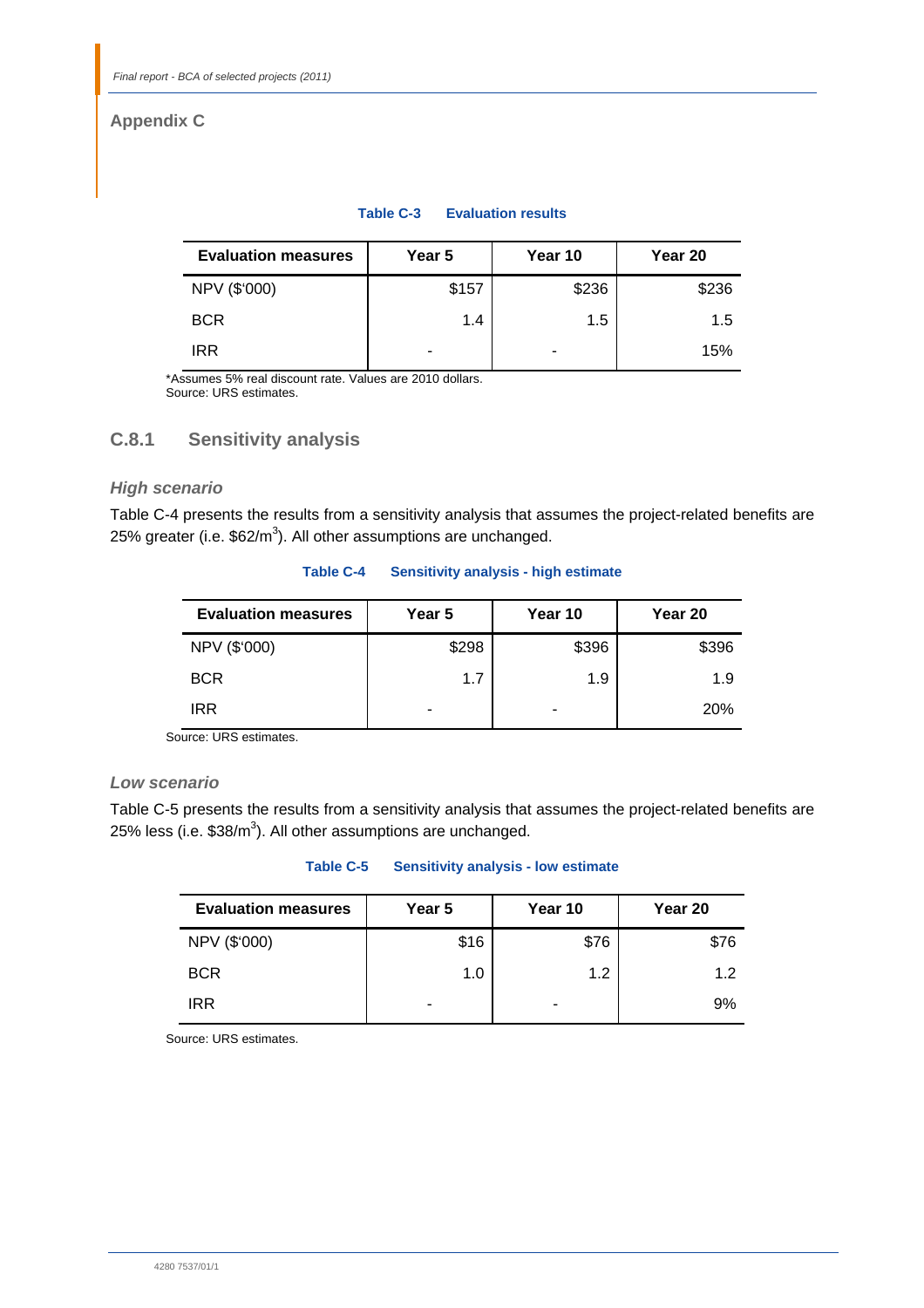## Appendix C

**Table C-3 Evaluation results**

| Evaluation measures | Year 5 | Year 10 | Year 20 |
|---|---|---|---|
| NPV ($'000) | $157 | $236 | $236 |
| BCR | 1.4 | 1.5 | 1.5 |
| IRR | - | - | 15% |

*Assumes 5% real discount rate. Values are 2010 dollars.
Source: URS estimates.

### C.8.1 Sensitivity analysis

#### *High scenario*

Table C-4 presents the results from a sensitivity analysis that assumes the project-related benefits are 25% greater (i.e. $\$62/m^3$). All other assumptions are unchanged.

**Table C-4 Sensitivity analysis - high estimate**

| Evaluation measures | Year 5 | Year 10 | Year 20 |
|---|---|---|---|
| NPV ($'000) | $298 | $396 | $396 |
| BCR | 1.7 | 1.9 | 1.9 |
| IRR | - | - | 20% |

Source: URS estimates.

#### *Low scenario*

Table C-5 presents the results from a sensitivity analysis that assumes the project-related benefits are 25% less (i.e. $\$38/m^3$). All other assumptions are unchanged.

**Table C-5 Sensitivity analysis - low estimate**

| Evaluation measures | Year 5 | Year 10 | Year 20 |
|---|---|---|---|
| NPV ($'000) | $16 | $76 | $76 |
| BCR | 1.0 | 1.2 | 1.2 |
| IRR | - | - | 9% |

Source: URS estimates.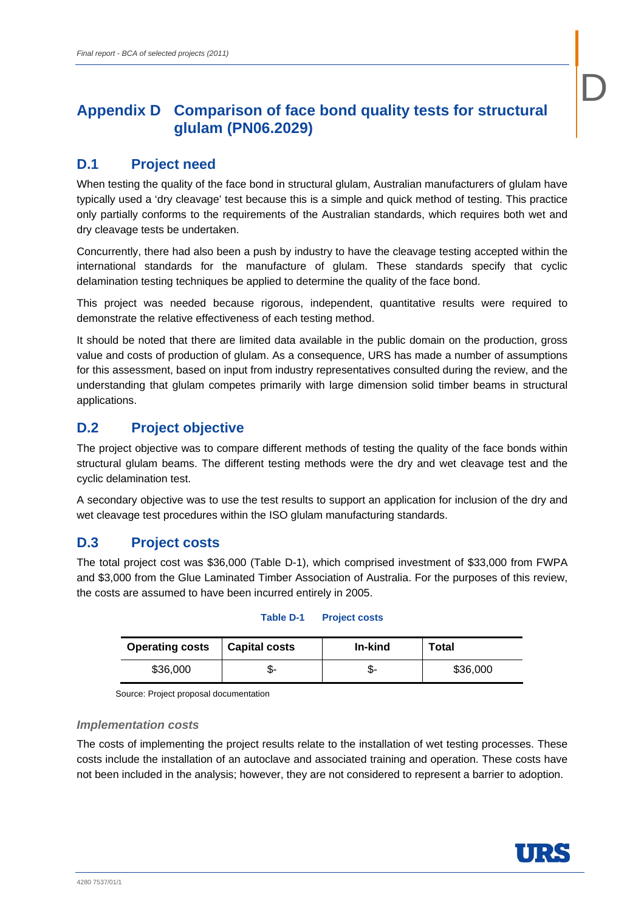# Appendix D Comparison of face bond quality tests for structural glulam (PN06.2029)

## D.1 Project need

When testing the quality of the face bond in structural glulam, Australian manufacturers of glulam have typically used a 'dry cleavage' test because this is a simple and quick method of testing. This practice only partially conforms to the requirements of the Australian standards, which requires both wet and dry cleavage tests be undertaken.

Concurrently, there had also been a push by industry to have the cleavage testing accepted within the international standards for the manufacture of glulam. These standards specify that cyclic delamination testing techniques be applied to determine the quality of the face bond.

This project was needed because rigorous, independent, quantitative results were required to demonstrate the relative effectiveness of each testing method.

It should be noted that there are limited data available in the public domain on the production, gross value and costs of production of glulam. As a consequence, URS has made a number of assumptions for this assessment, based on input from industry representatives consulted during the review, and the understanding that glulam competes primarily with large dimension solid timber beams in structural applications.

## D.2 Project objective

The project objective was to compare different methods of testing the quality of the face bonds within structural glulam beams. The different testing methods were the dry and wet cleavage test and the cyclic delamination test.

A secondary objective was to use the test results to support an application for inclusion of the dry and wet cleavage test procedures within the ISO glulam manufacturing standards.

## D.3 Project costs

The total project cost was $36,000 (Table D-1), which comprised investment of $33,000 from FWPA and $3,000 from the Glue Laminated Timber Association of Australia. For the purposes of this review, the costs are assumed to have been incurred entirely in 2005.

**Table D-1 Project costs**

| Operating costs | Capital costs | In-kind | Total |
|---|---|---|---|
| $36,000 | $- | $- | $36,000 |

Source: Project proposal documentation

### *Implementation costs*

The costs of implementing the project results relate to the installation of wet testing processes. These costs include the installation of an autoclave and associated training and operation. These costs have not been included in the analysis; however, they are not considered to represent a barrier to adoption.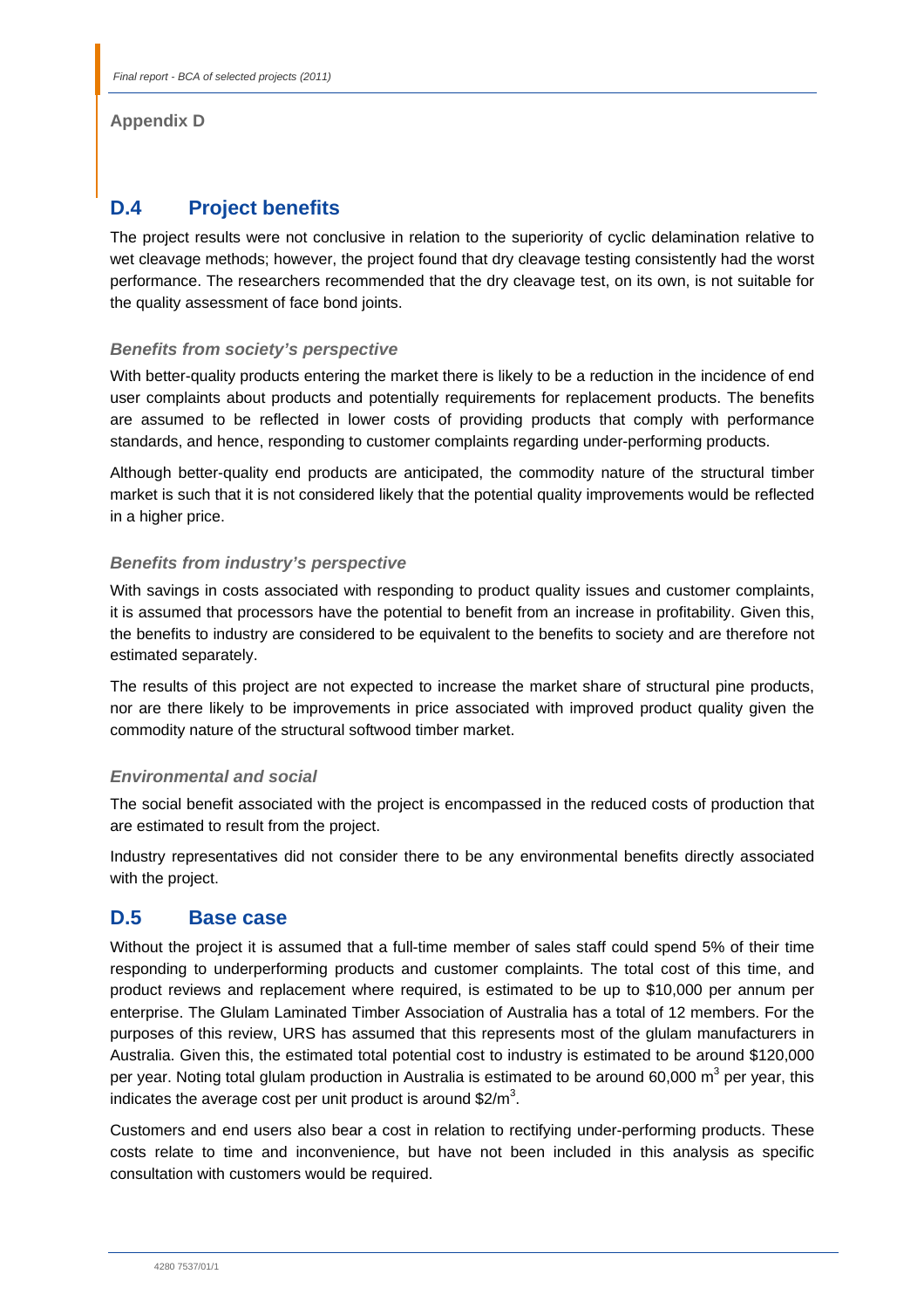**Appendix D**

## D.4 Project benefits

The project results were not conclusive in relation to the superiority of cyclic delamination relative to wet cleavage methods; however, the project found that dry cleavage testing consistently had the worst performance. The researchers recommended that the dry cleavage test, on its own, is not suitable for the quality assessment of face bond joints.

### *Benefits from society's perspective*

With better-quality products entering the market there is likely to be a reduction in the incidence of end user complaints about products and potentially requirements for replacement products. The benefits are assumed to be reflected in lower costs of providing products that comply with performance standards, and hence, responding to customer complaints regarding under-performing products.

Although better-quality end products are anticipated, the commodity nature of the structural timber market is such that it is not considered likely that the potential quality improvements would be reflected in a higher price.

### *Benefits from industry's perspective*

With savings in costs associated with responding to product quality issues and customer complaints, it is assumed that processors have the potential to benefit from an increase in profitability. Given this, the benefits to industry are considered to be equivalent to the benefits to society and are therefore not estimated separately.

The results of this project are not expected to increase the market share of structural pine products, nor are there likely to be improvements in price associated with improved product quality given the commodity nature of the structural softwood timber market.

### *Environmental and social*

The social benefit associated with the project is encompassed in the reduced costs of production that are estimated to result from the project.

Industry representatives did not consider there to be any environmental benefits directly associated with the project.

## D.5 Base case

Without the project it is assumed that a full-time member of sales staff could spend 5% of their time responding to underperforming products and customer complaints. The total cost of this time, and product reviews and replacement where required, is estimated to be up to $10,000 per annum per enterprise. The Glulam Laminated Timber Association of Australia has a total of 12 members. For the purposes of this review, URS has assumed that this represents most of the glulam manufacturers in Australia. Given this, the estimated total potential cost to industry is estimated to be around $120,000 per year. Noting total glulam production in Australia is estimated to be around 60,000 $m^3$ per year, this indicates the average cost per unit product is around $2/$m^3$.

Customers and end users also bear a cost in relation to rectifying under-performing products. These costs relate to time and inconvenience, but have not been included in this analysis as specific consultation with customers would be required.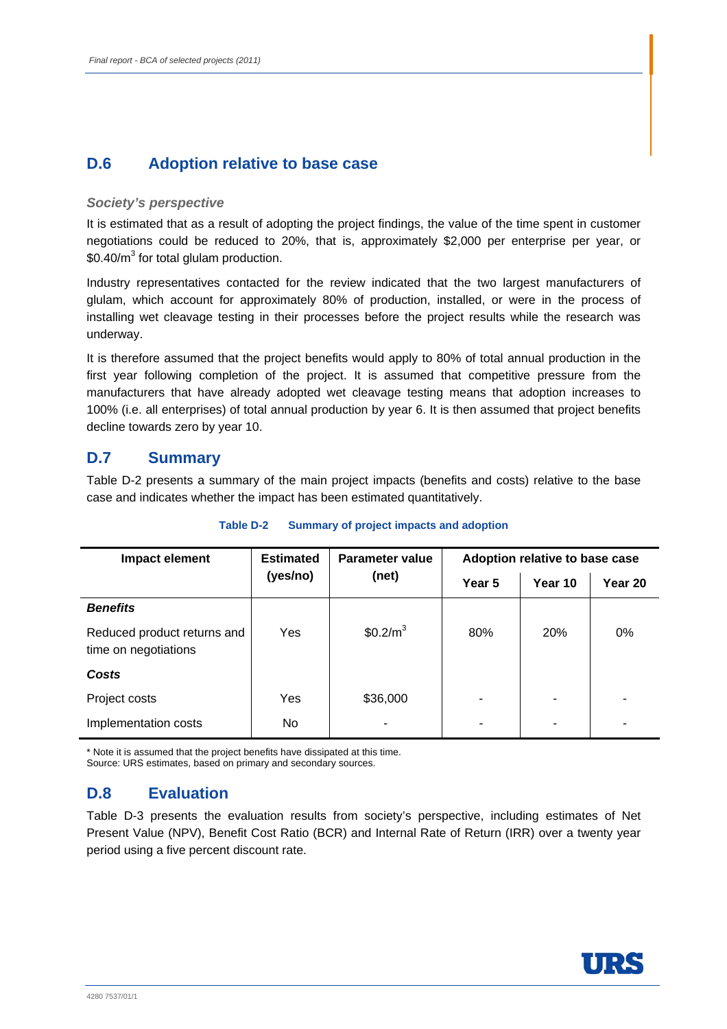## D.6 Adoption relative to base case

### *Society's perspective*

It is estimated that as a result of adopting the project findings, the value of the time spent in customer negotiations could be reduced to 20%, that is, approximately \$2,000 per enterprise per year, or \$0.40/$m^3$ for total glulam production.

Industry representatives contacted for the review indicated that the two largest manufacturers of glulam, which account for approximately 80% of production, installed, or were in the process of installing wet cleavage testing in their processes before the project results while the research was underway.

It is therefore assumed that the project benefits would apply to 80% of total annual production in the first year following completion of the project. It is assumed that competitive pressure from the manufacturers that have already adopted wet cleavage testing means that adoption increases to 100% (i.e. all enterprises) of total annual production by year 6. It is then assumed that project benefits decline towards zero by year 10.

## D.7 Summary

Table D-2 presents a summary of the main project impacts (benefits and costs) relative to the base case and indicates whether the impact has been estimated quantitatively.

**Table D-2 Summary of project impacts and adoption**

| Impact element | Estimated (yes/no) | Parameter value (net) | Adoption relative to base case | | |
|---|---|---|---|---|---|
| | | | Year 5 | Year 10 | Year 20 |
| ***Benefits*** | | | | | |
| Reduced product returns and time on negotiations | Yes | \$0.2/$m^3$ | 80% | 20% | 0% |
| ***Costs*** | | | | | |
| Project costs | Yes | \$36,000 | - | - | - |
| Implementation costs | No | - | - | - | - |

\* Note it is assumed that the project benefits have dissipated at this time.
Source: URS estimates, based on primary and secondary sources.

## D.8 Evaluation

Table D-3 presents the evaluation results from society's perspective, including estimates of Net Present Value (NPV), Benefit Cost Ratio (BCR) and Internal Rate of Return (IRR) over a twenty year period using a five percent discount rate.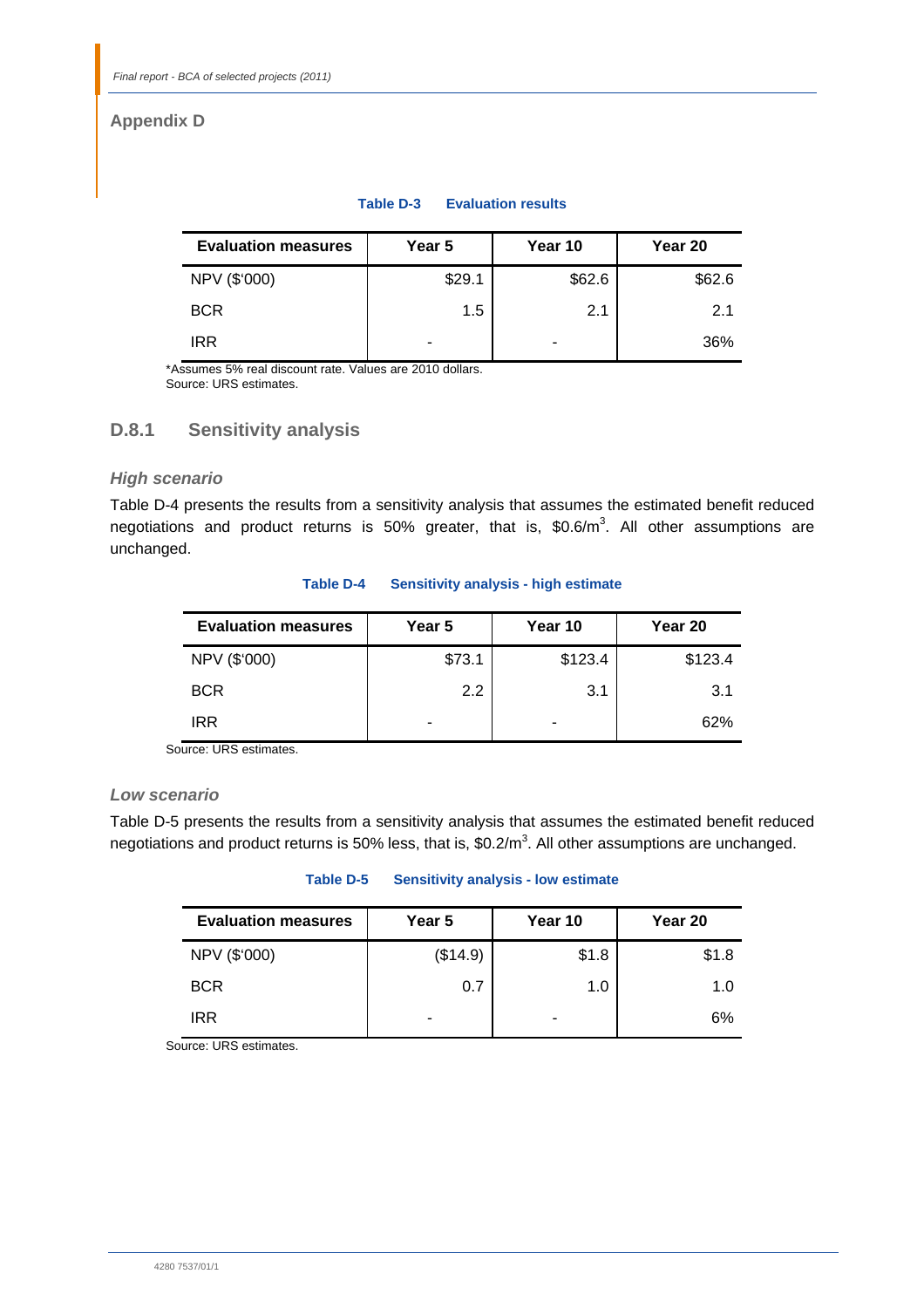## Appendix D

**Table D-3 Evaluation results**

| Evaluation measures | Year 5 | Year 10 | Year 20 |
|---|---|---|---|
| NPV ($'000) | $29.1 | $62.6 | $62.6 |
| BCR | 1.5 | 2.1 | 2.1 |
| IRR | - | - | 36% |

*Assumes 5% real discount rate. Values are 2010 dollars.
Source: URS estimates.

### D.8.1 Sensitivity analysis

#### *High scenario*

Table D-4 presents the results from a sensitivity analysis that assumes the estimated benefit reduced negotiations and product returns is 50% greater, that is, $0.6/m^3$. All other assumptions are unchanged.

**Table D-4 Sensitivity analysis - high estimate**

| Evaluation measures | Year 5 | Year 10 | Year 20 |
|---|---|---|---|
| NPV ($'000) | $73.1 | $123.4 | $123.4 |
| BCR | 2.2 | 3.1 | 3.1 |
| IRR | - | - | 62% |

Source: URS estimates.

#### *Low scenario*

Table D-5 presents the results from a sensitivity analysis that assumes the estimated benefit reduced negotiations and product returns is 50% less, that is, $0.2/m^3$. All other assumptions are unchanged.

**Table D-5 Sensitivity analysis - low estimate**

| Evaluation measures | Year 5 | Year 10 | Year 20 |
|---|---|---|---|
| NPV ($'000) | ($14.9) | $1.8 | $1.8 |
| BCR | 0.7 | 1.0 | 1.0 |
| IRR | - | - | 6% |

Source: URS estimates.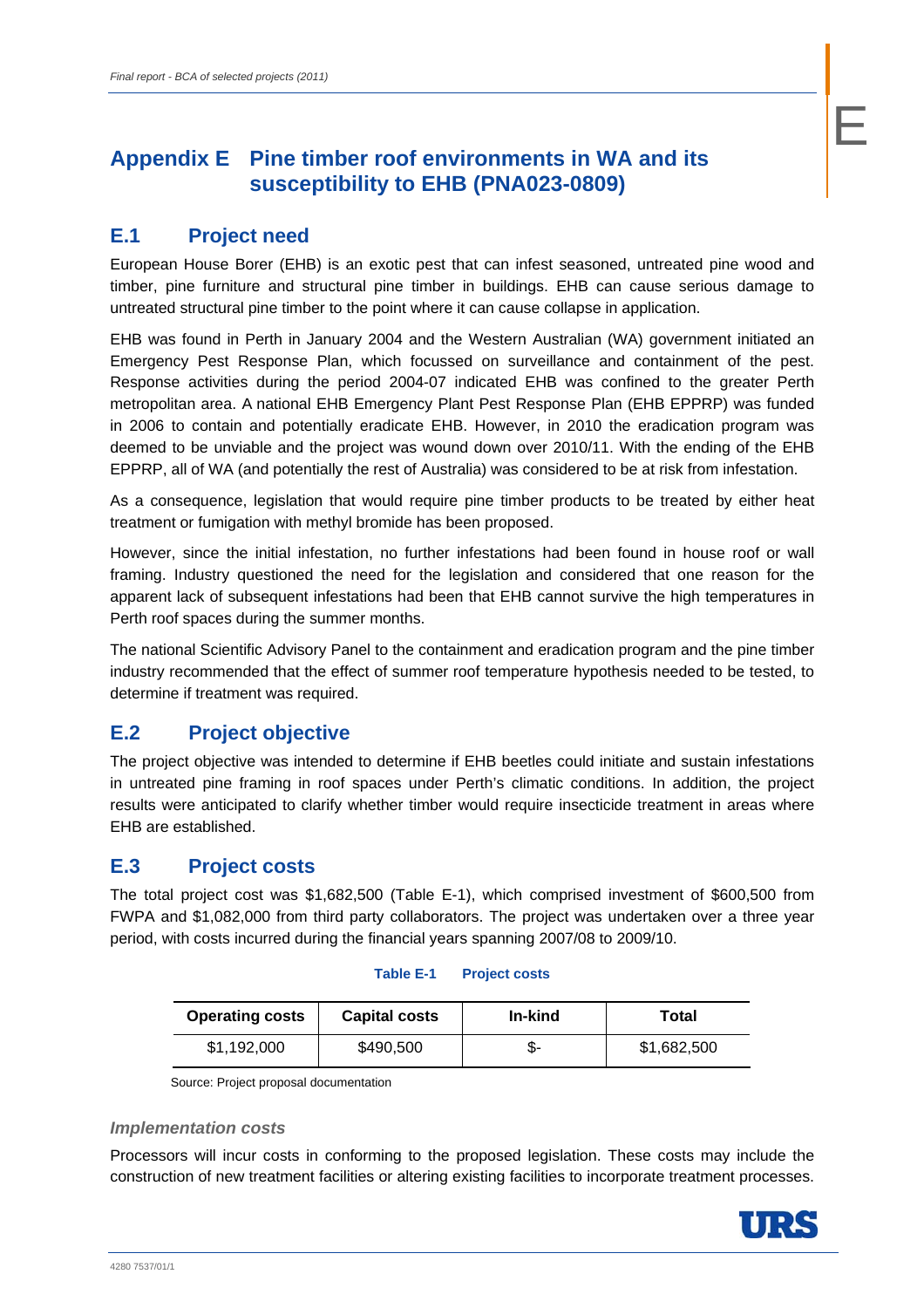# Appendix E Pine timber roof environments in WA and its susceptibility to EHB (PNA023-0809)

## E.1 Project need

European House Borer (EHB) is an exotic pest that can infest seasoned, untreated pine wood and timber, pine furniture and structural pine timber in buildings. EHB can cause serious damage to untreated structural pine timber to the point where it can cause collapse in application.

EHB was found in Perth in January 2004 and the Western Australian (WA) government initiated an Emergency Pest Response Plan, which focussed on surveillance and containment of the pest. Response activities during the period 2004-07 indicated EHB was confined to the greater Perth metropolitan area. A national EHB Emergency Plant Pest Response Plan (EHB EPPRP) was funded in 2006 to contain and potentially eradicate EHB. However, in 2010 the eradication program was deemed to be unviable and the project was wound down over 2010/11. With the ending of the EHB EPPRP, all of WA (and potentially the rest of Australia) was considered to be at risk from infestation.

As a consequence, legislation that would require pine timber products to be treated by either heat treatment or fumigation with methyl bromide has been proposed.

However, since the initial infestation, no further infestations had been found in house roof or wall framing. Industry questioned the need for the legislation and considered that one reason for the apparent lack of subsequent infestations had been that EHB cannot survive the high temperatures in Perth roof spaces during the summer months.

The national Scientific Advisory Panel to the containment and eradication program and the pine timber industry recommended that the effect of summer roof temperature hypothesis needed to be tested, to determine if treatment was required.

## E.2 Project objective

The project objective was intended to determine if EHB beetles could initiate and sustain infestations in untreated pine framing in roof spaces under Perth's climatic conditions. In addition, the project results were anticipated to clarify whether timber would require insecticide treatment in areas where EHB are established.

## E.3 Project costs

The total project cost was $1,682,500 (Table E-1), which comprised investment of $600,500 from FWPA and $1,082,000 from third party collaborators. The project was undertaken over a three year period, with costs incurred during the financial years spanning 2007/08 to 2009/10.

**Table E-1 Project costs**

| Operating costs | Capital costs | In-kind | Total |
|---|---|---|---|
| $1,192,000 | $490,500 | $- | $1,682,500 |

Source: Project proposal documentation

### *Implementation costs*

Processors will incur costs in conforming to the proposed legislation. These costs may include the construction of new treatment facilities or altering existing facilities to incorporate treatment processes.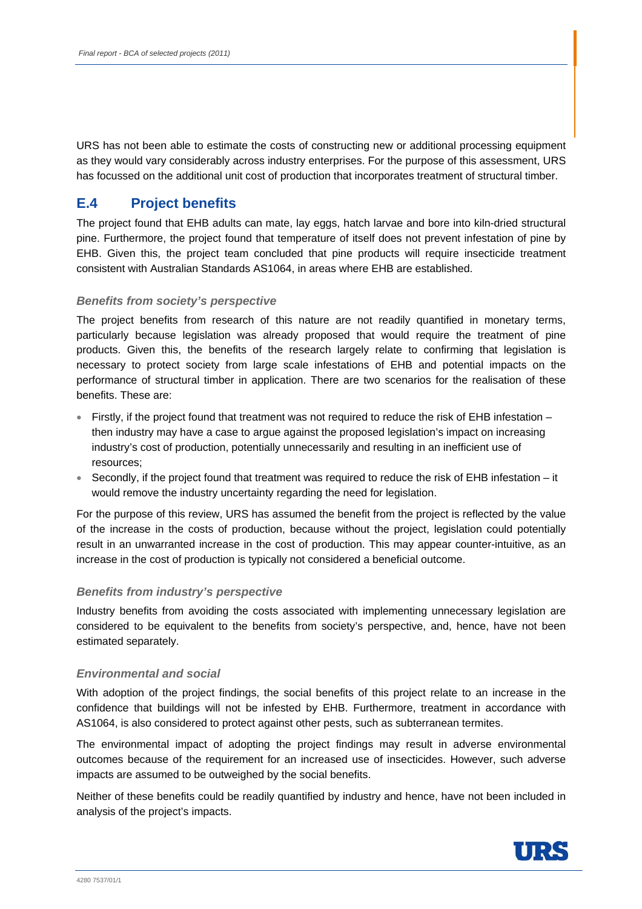URS has not been able to estimate the costs of constructing new or additional processing equipment as they would vary considerably across industry enterprises. For the purpose of this assessment, URS has focussed on the additional unit cost of production that incorporates treatment of structural timber.

## E.4 Project benefits

The project found that EHB adults can mate, lay eggs, hatch larvae and bore into kiln-dried structural pine. Furthermore, the project found that temperature of itself does not prevent infestation of pine by EHB. Given this, the project team concluded that pine products will require insecticide treatment consistent with Australian Standards AS1064, in areas where EHB are established.

### *Benefits from society's perspective*

The project benefits from research of this nature are not readily quantified in monetary terms, particularly because legislation was already proposed that would require the treatment of pine products. Given this, the benefits of the research largely relate to confirming that legislation is necessary to protect society from large scale infestations of EHB and potential impacts on the performance of structural timber in application. There are two scenarios for the realisation of these benefits. These are:

- Firstly, if the project found that treatment was not required to reduce the risk of EHB infestation – then industry may have a case to argue against the proposed legislation's impact on increasing industry's cost of production, potentially unnecessarily and resulting in an inefficient use of resources;
- Secondly, if the project found that treatment was required to reduce the risk of EHB infestation – it would remove the industry uncertainty regarding the need for legislation.

For the purpose of this review, URS has assumed the benefit from the project is reflected by the value of the increase in the costs of production, because without the project, legislation could potentially result in an unwarranted increase in the cost of production. This may appear counter-intuitive, as an increase in the cost of production is typically not considered a beneficial outcome.

### *Benefits from industry's perspective*

Industry benefits from avoiding the costs associated with implementing unnecessary legislation are considered to be equivalent to the benefits from society's perspective, and, hence, have not been estimated separately.

### *Environmental and social*

With adoption of the project findings, the social benefits of this project relate to an increase in the confidence that buildings will not be infested by EHB. Furthermore, treatment in accordance with AS1064, is also considered to protect against other pests, such as subterranean termites.

The environmental impact of adopting the project findings may result in adverse environmental outcomes because of the requirement for an increased use of insecticides. However, such adverse impacts are assumed to be outweighed by the social benefits.

Neither of these benefits could be readily quantified by industry and hence, have not been included in analysis of the project's impacts.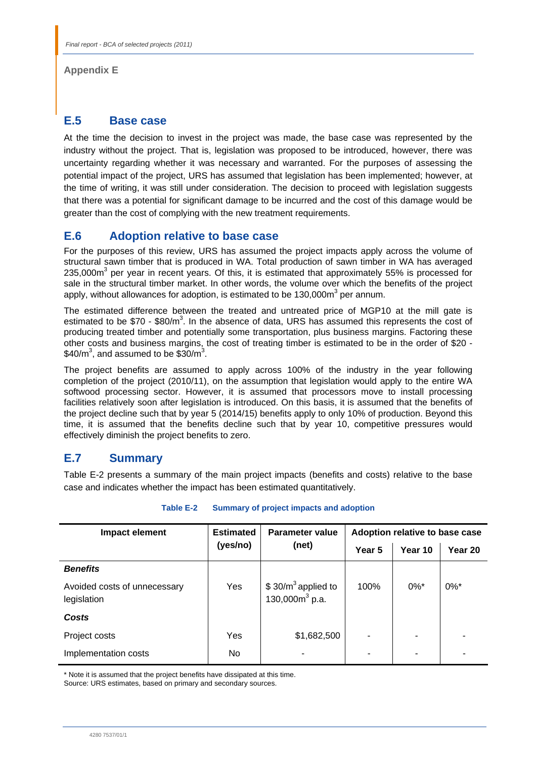**Appendix E**

## E.5 Base case

At the time the decision to invest in the project was made, the base case was represented by the industry without the project. That is, legislation was proposed to be introduced, however, there was uncertainty regarding whether it was necessary and warranted. For the purposes of assessing the potential impact of the project, URS has assumed that legislation has been implemented; however, at the time of writing, it was still under consideration. The decision to proceed with legislation suggests that there was a potential for significant damage to be incurred and the cost of this damage would be greater than the cost of complying with the new treatment requirements.

## E.6 Adoption relative to base case

For the purposes of this review, URS has assumed the project impacts apply across the volume of structural sawn timber that is produced in WA. Total production of sawn timber in WA has averaged 235,000$m^3$ per year in recent years. Of this, it is estimated that approximately 55% is processed for sale in the structural timber market. In other words, the volume over which the benefits of the project apply, without allowances for adoption, is estimated to be 130,000$m^3$ per annum.

The estimated difference between the treated and untreated price of MGP10 at the mill gate is estimated to be $70 - $80/$m^3$. In the absence of data, URS has assumed this represents the cost of producing treated timber and potentially some transportation, plus business margins. Factoring these other costs and business margins, the cost of treating timber is estimated to be in the order of $20 - $40/$m^3$, and assumed to be $30/$m^3$.

The project benefits are assumed to apply across 100% of the industry in the year following completion of the project (2010/11), on the assumption that legislation would apply to the entire WA softwood processing sector. However, it is assumed that processors move to install processing facilities relatively soon after legislation is introduced. On this basis, it is assumed that the benefits of the project decline such that by year 5 (2014/15) benefits apply to only 10% of production. Beyond this time, it is assumed that the benefits decline such that by year 10, competitive pressures would effectively diminish the project benefits to zero.

## E.7 Summary

Table E-2 presents a summary of the main project impacts (benefits and costs) relative to the base case and indicates whether the impact has been estimated quantitatively.

**Table E-2 Summary of project impacts and adoption**

| Impact element | Estimated (yes/no) | Parameter value (net) | Adoption relative to base case | | |
|---|---|---|---|---|---|
| | | | Year 5 | Year 10 | Year 20 |
| ***Benefits*** | | | | | |
| Avoided costs of unnecessary legislation | Yes | $ 30/$m^3$ applied to 130,000$m^3$ p.a. | 100% | 0%* | 0%* |
| ***Costs*** | | | | | |
| Project costs | Yes | $1,682,500 | - | - | - |
| Implementation costs | No | - | - | - | - |

\* Note it is assumed that the project benefits have dissipated at this time.
Source: URS estimates, based on primary and secondary sources.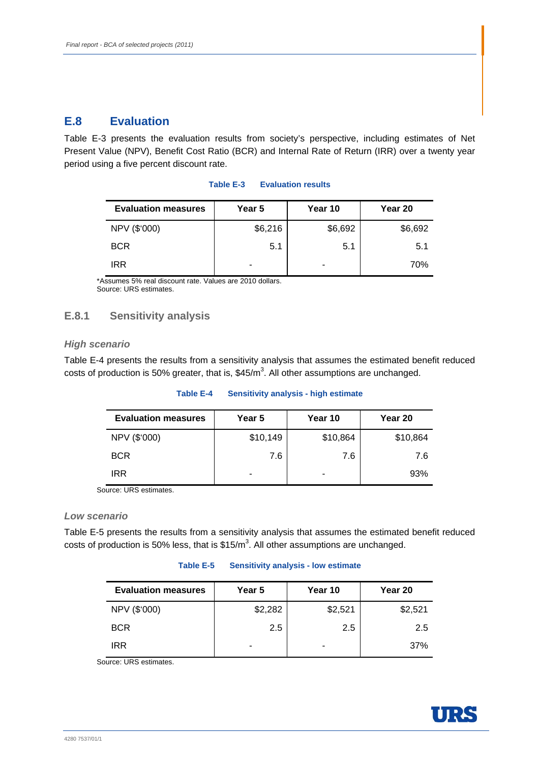## E.8 Evaluation

Table E-3 presents the evaluation results from society's perspective, including estimates of Net Present Value (NPV), Benefit Cost Ratio (BCR) and Internal Rate of Return (IRR) over a twenty year period using a five percent discount rate.

**Table E-3 Evaluation results**

| Evaluation measures | Year 5 | Year 10 | Year 20 |
|---|---|---|---|
| NPV ($'000) | $6,216 | $6,692 | $6,692 |
| BCR | 5.1 | 5.1 | 5.1 |
| IRR | - | - | 70% |

*Assumes 5% real discount rate. Values are 2010 dollars.
Source: URS estimates.

### E.8.1 Sensitivity analysis

#### *High scenario*

Table E-4 presents the results from a sensitivity analysis that assumes the estimated benefit reduced costs of production is 50% greater, that is, $45/m^3$. All other assumptions are unchanged.

**Table E-4 Sensitivity analysis - high estimate**

| Evaluation measures | Year 5 | Year 10 | Year 20 |
|---|---|---|---|
| NPV ($'000) | $10,149 | $10,864 | $10,864 |
| BCR | 7.6 | 7.6 | 7.6 |
| IRR | - | - | 93% |

Source: URS estimates.

#### *Low scenario*

Table E-5 presents the results from a sensitivity analysis that assumes the estimated benefit reduced costs of production is 50% less, that is $15/m^3$. All other assumptions are unchanged.

**Table E-5 Sensitivity analysis - low estimate**

| Evaluation measures | Year 5 | Year 10 | Year 20 |
|---|---|---|---|
| NPV ($'000) | $2,282 | $2,521 | $2,521 |
| BCR | 2.5 | 2.5 | 2.5 |
| IRR | - | - | 37% |

Source: URS estimates.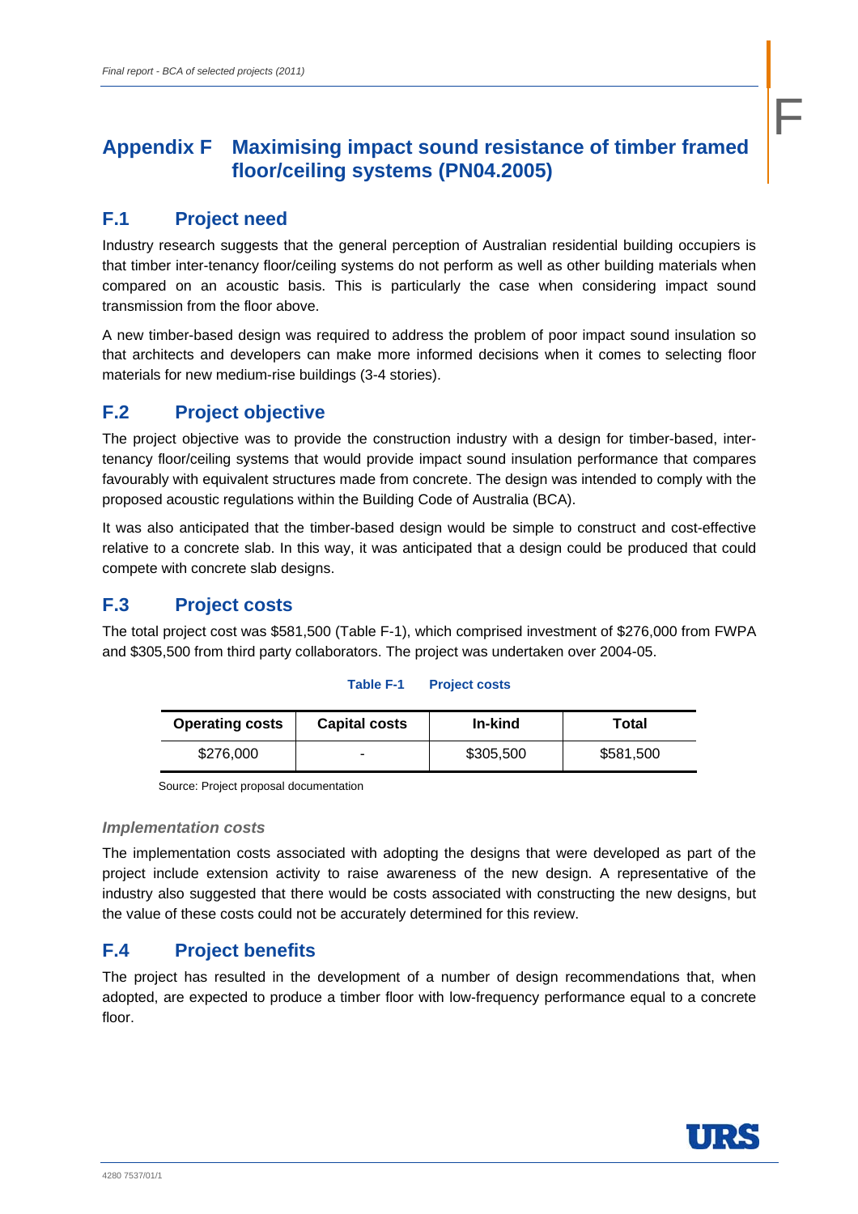# Appendix F Maximising impact sound resistance of timber framed floor/ceiling systems (PN04.2005)

## F.1 Project need

Industry research suggests that the general perception of Australian residential building occupiers is that timber inter-tenancy floor/ceiling systems do not perform as well as other building materials when compared on an acoustic basis. This is particularly the case when considering impact sound transmission from the floor above.

A new timber-based design was required to address the problem of poor impact sound insulation so that architects and developers can make more informed decisions when it comes to selecting floor materials for new medium-rise buildings (3-4 stories).

## F.2 Project objective

The project objective was to provide the construction industry with a design for timber-based, inter-tenancy floor/ceiling systems that would provide impact sound insulation performance that compares favourably with equivalent structures made from concrete. The design was intended to comply with the proposed acoustic regulations within the Building Code of Australia (BCA).

It was also anticipated that the timber-based design would be simple to construct and cost-effective relative to a concrete slab. In this way, it was anticipated that a design could be produced that could compete with concrete slab designs.

## F.3 Project costs

The total project cost was $581,500 (Table F-1), which comprised investment of $276,000 from FWPA and $305,500 from third party collaborators. The project was undertaken over 2004-05.

**Table F-1 Project costs**

| Operating costs | Capital costs | In-kind | Total |
|---|---|---|---|
| $276,000 | - | $305,500 | $581,500 |

Source: Project proposal documentation

### *Implementation costs*

The implementation costs associated with adopting the designs that were developed as part of the project include extension activity to raise awareness of the new design. A representative of the industry also suggested that there would be costs associated with constructing the new designs, but the value of these costs could not be accurately determined for this review.

## F.4 Project benefits

The project has resulted in the development of a number of design recommendations that, when adopted, are expected to produce a timber floor with low-frequency performance equal to a concrete floor.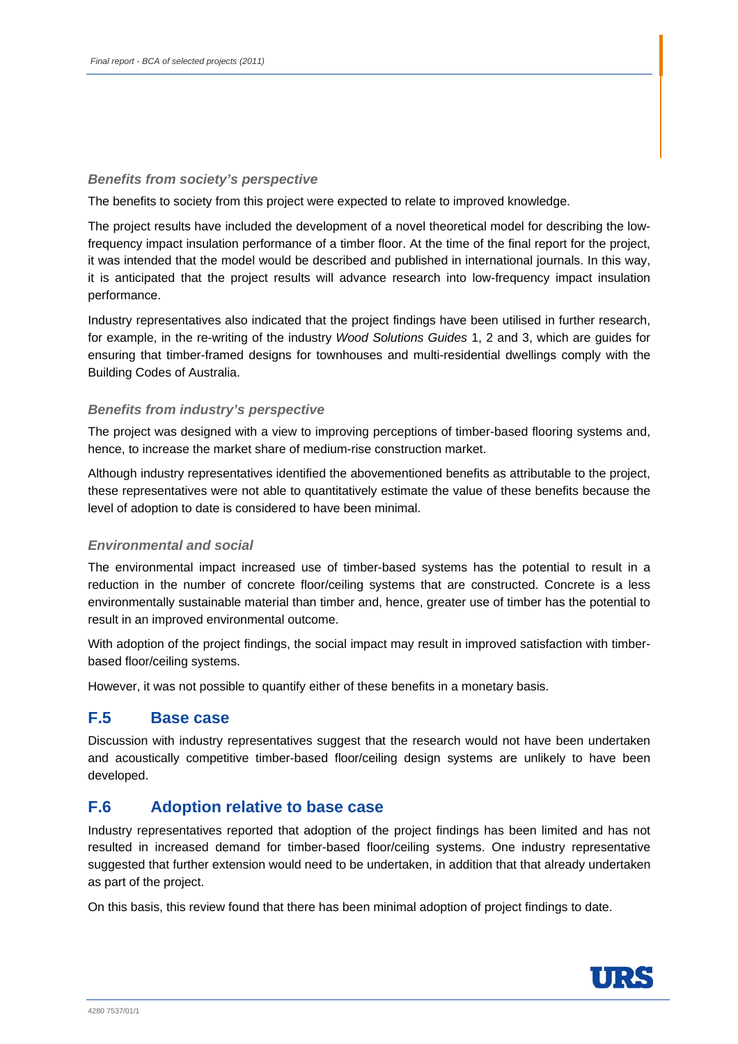### *Benefits from society's perspective*

The benefits to society from this project were expected to relate to improved knowledge.

The project results have included the development of a novel theoretical model for describing the low-frequency impact insulation performance of a timber floor. At the time of the final report for the project, it was intended that the model would be described and published in international journals. In this way, it is anticipated that the project results will advance research into low-frequency impact insulation performance.

Industry representatives also indicated that the project findings have been utilised in further research, for example, in the re-writing of the industry *Wood Solutions Guides* 1, 2 and 3, which are guides for ensuring that timber-framed designs for townhouses and multi-residential dwellings comply with the Building Codes of Australia.

### *Benefits from industry's perspective*

The project was designed with a view to improving perceptions of timber-based flooring systems and, hence, to increase the market share of medium-rise construction market.

Although industry representatives identified the abovementioned benefits as attributable to the project, these representatives were not able to quantitatively estimate the value of these benefits because the level of adoption to date is considered to have been minimal.

### *Environmental and social*

The environmental impact increased use of timber-based systems has the potential to result in a reduction in the number of concrete floor/ceiling systems that are constructed. Concrete is a less environmentally sustainable material than timber and, hence, greater use of timber has the potential to result in an improved environmental outcome.

With adoption of the project findings, the social impact may result in improved satisfaction with timber-based floor/ceiling systems.

However, it was not possible to quantify either of these benefits in a monetary basis.

## F.5 Base case

Discussion with industry representatives suggest that the research would not have been undertaken and acoustically competitive timber-based floor/ceiling design systems are unlikely to have been developed.

## F.6 Adoption relative to base case

Industry representatives reported that adoption of the project findings has been limited and has not resulted in increased demand for timber-based floor/ceiling systems. One industry representative suggested that further extension would need to be undertaken, in addition that that already undertaken as part of the project.

On this basis, this review found that there has been minimal adoption of project findings to date.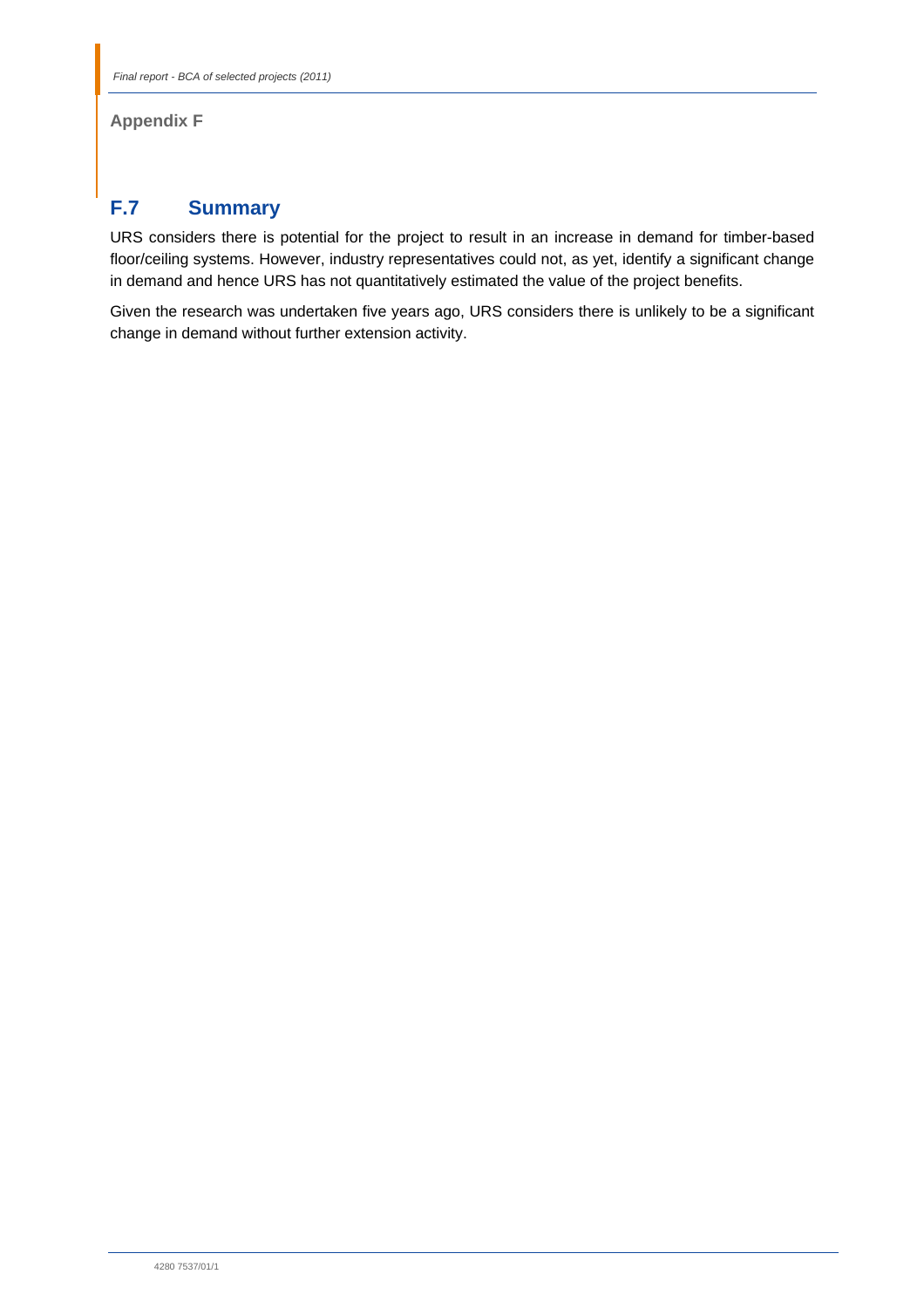## F.7 Summary

URS considers there is potential for the project to result in an increase in demand for timber-based floor/ceiling systems. However, industry representatives could not, as yet, identify a significant change in demand and hence URS has not quantitatively estimated the value of the project benefits.

Given the research was undertaken five years ago, URS considers there is unlikely to be a significant change in demand without further extension activity.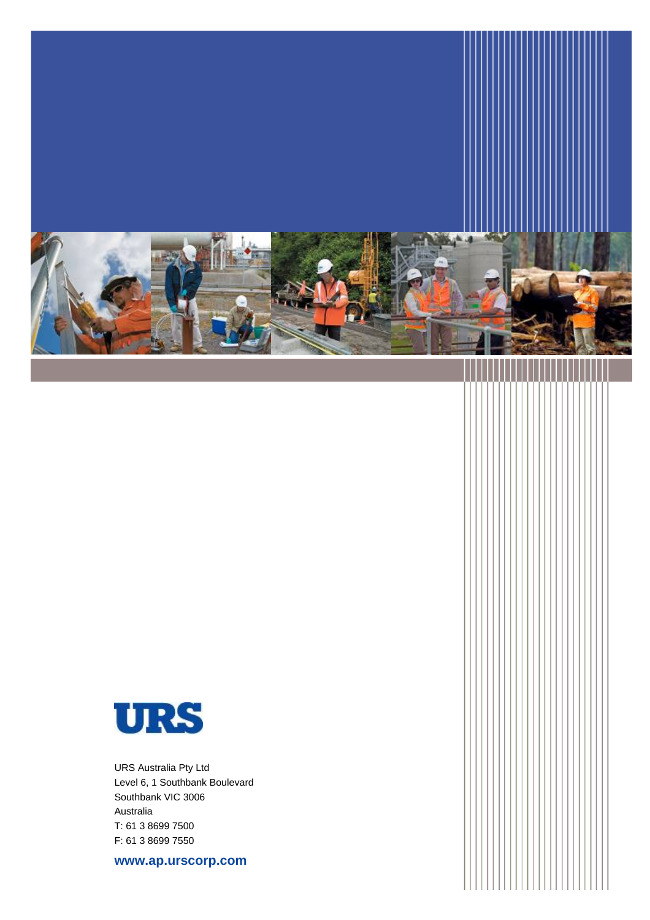URS

URS Australia Pty Ltd
Level 6, 1 Southbank Boulevard
Southbank VIC 3006
Australia
T: 61 3 8699 7500
F: 61 3 8699 7550

**www.ap.urscorp.com**